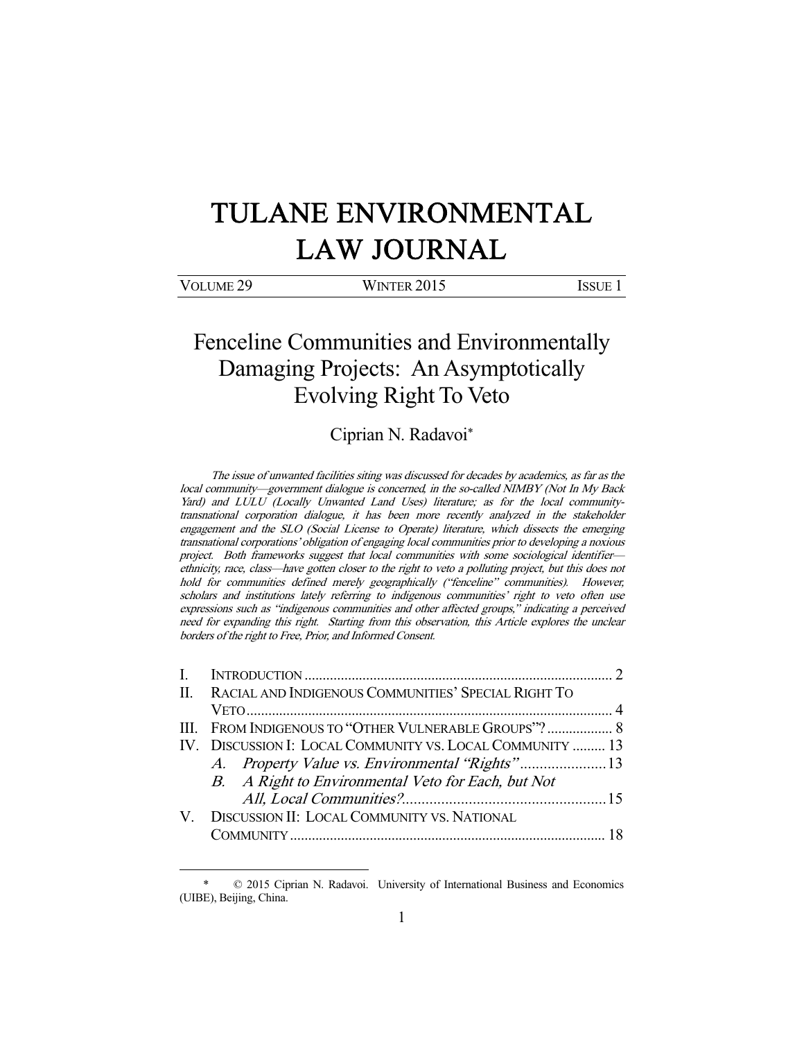# TULANE ENVIRONMENTAL LAW JOURNAL

VOLUME 29 | WINTER 2015 | ISSUE 1

## Fenceline Communities and Environmentally Damaging Projects: An Asymptotically Evolving Right To Veto

Ciprian N. Radavoi*

*The issue of unwanted facilities siting was discussed for decades by academics, as far as the local community—government dialogue is concerned, in the so-called NIMBY (Not In My Back Yard) and LULU (Locally Unwanted Land Uses) literature; as for the local community-transnational corporation dialogue, it has been more recently analyzed in the stakeholder engagement and the SLO (Social License to Operate) literature, which dissects the emerging transnational corporations' obligation of engaging local communities prior to developing a noxious project. Both frameworks suggest that local communities with some sociological identifier—ethnicity, race, class—have gotten closer to the right to veto a polluting project, but this does not hold for communities defined merely geographically ("fenceline" communities). However, scholars and institutions lately referring to indigenous communities' right to veto often use expressions such as "indigenous communities and other affected groups," indicating a perceived need for expanding this right. Starting from this observation, this Article explores the unclear borders of the right to Free, Prior, and Informed Consent.*

I. INTRODUCTION ........ 2
II. RACIAL AND INDIGENOUS COMMUNITIES' SPECIAL RIGHT TO VETO ........ 4
III. FROM INDIGENOUS TO "OTHER VULNERABLE GROUPS"? ........ 8
IV. DISCUSSION I: LOCAL COMMUNITY VS. LOCAL COMMUNITY ........ 13
  A. *Property Value vs. Environmental "Rights"* ........ 13
  B. *A Right to Environmental Veto for Each, but Not All, Local Communities?* ........ 15
V. DISCUSSION II: LOCAL COMMUNITY VS. NATIONAL COMMUNITY ........ 18

---

\* © 2015 Ciprian N. Radavoi. University of International Business and Economics (UIBE), Beijing, China.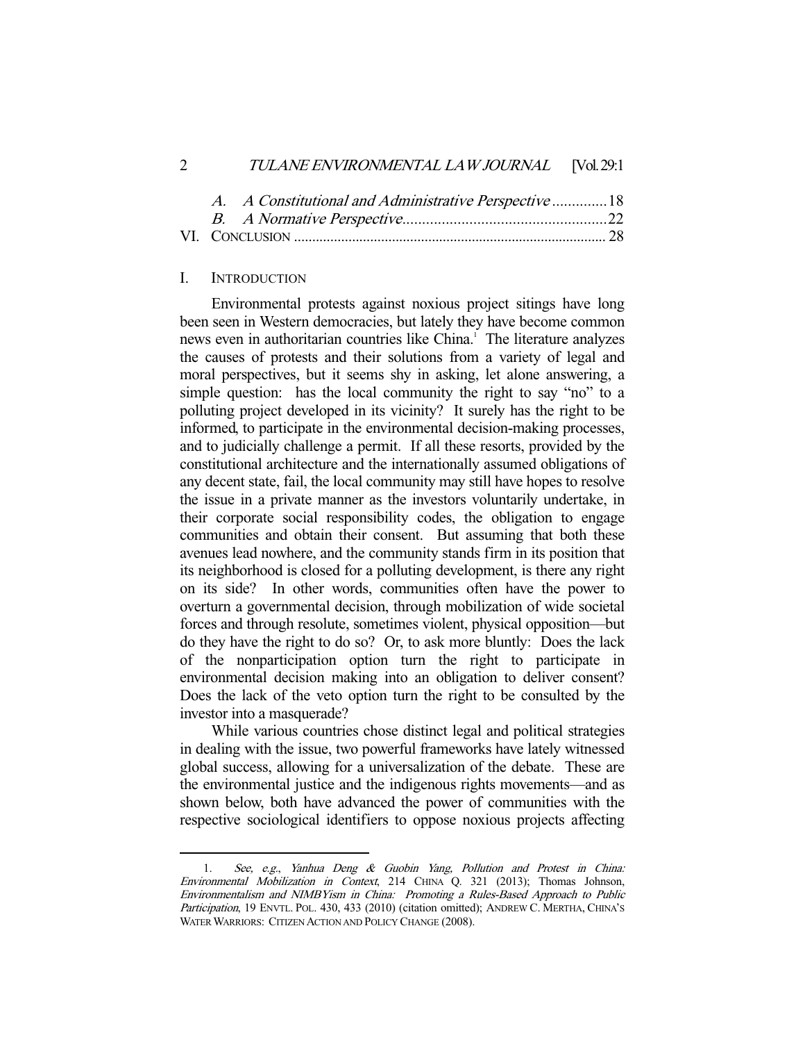A. *A Constitutional and Administrative Perspective* .............18
B. *A Normative Perspective*...................................................22
VI. CONCLUSION ..................................................................................... 28

## I. INTRODUCTION

Environmental protests against noxious project sitings have long been seen in Western democracies, but lately they have become common news even in authoritarian countries like China.[1] The literature analyzes the causes of protests and their solutions from a variety of legal and moral perspectives, but it seems shy in asking, let alone answering, a simple question: has the local community the right to say "no" to a polluting project developed in its vicinity? It surely has the right to be informed, to participate in the environmental decision-making processes, and to judicially challenge a permit. If all these resorts, provided by the constitutional architecture and the internationally assumed obligations of any decent state, fail, the local community may still have hopes to resolve the issue in a private manner as the investors voluntarily undertake, in their corporate social responsibility codes, the obligation to engage communities and obtain their consent. But assuming that both these avenues lead nowhere, and the community stands firm in its position that its neighborhood is closed for a polluting development, is there any right on its side? In other words, communities often have the power to overturn a governmental decision, through mobilization of wide societal forces and through resolute, sometimes violent, physical opposition—but do they have the right to do so? Or, to ask more bluntly: Does the lack of the nonparticipation option turn the right to participate in environmental decision making into an obligation to deliver consent? Does the lack of the veto option turn the right to be consulted by the investor into a masquerade?

While various countries chose distinct legal and political strategies in dealing with the issue, two powerful frameworks have lately witnessed global success, allowing for a universalization of the debate. These are the environmental justice and the indigenous rights movements—and as shown below, both have advanced the power of communities with the respective sociological identifiers to oppose noxious projects affecting

---

1. *See, e.g.*, *Yanhua Deng & Guobin Yang, Pollution and Protest in China: Environmental Mobilization in Context*, 214 CHINA Q. 321 (2013); Thomas Johnson, *Environmentalism and NIMBYism in China: Promoting a Rules-Based Approach to Public Participation*, 19 ENVTL. POL. 430, 433 (2010) (citation omitted); ANDREW C. MERTHA, CHINA'S WATER WARRIORS: CITIZEN ACTION AND POLICY CHANGE (2008).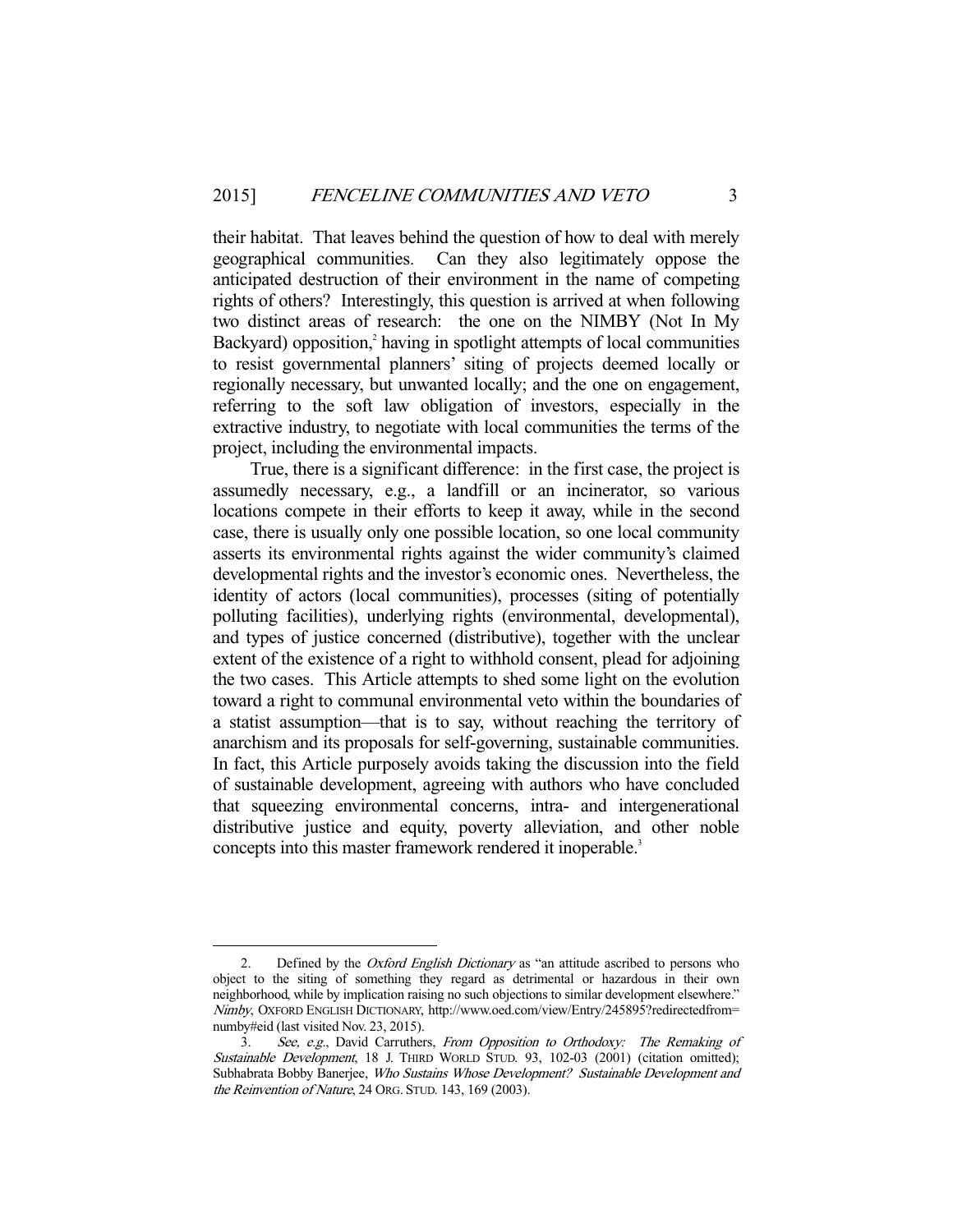their habitat. That leaves behind the question of how to deal with merely geographical communities. Can they also legitimately oppose the anticipated destruction of their environment in the name of competing rights of others? Interestingly, this question is arrived at when following two distinct areas of research: the one on the NIMBY (Not In My Backyard) opposition,[2] having in spotlight attempts of local communities to resist governmental planners' siting of projects deemed locally or regionally necessary, but unwanted locally; and the one on engagement, referring to the soft law obligation of investors, especially in the extractive industry, to negotiate with local communities the terms of the project, including the environmental impacts.

True, there is a significant difference: in the first case, the project is assumedly necessary, e.g., a landfill or an incinerator, so various locations compete in their efforts to keep it away, while in the second case, there is usually only one possible location, so one local community asserts its environmental rights against the wider community's claimed developmental rights and the investor's economic ones. Nevertheless, the identity of actors (local communities), processes (siting of potentially polluting facilities), underlying rights (environmental, developmental), and types of justice concerned (distributive), together with the unclear extent of the existence of a right to withhold consent, plead for adjoining the two cases. This Article attempts to shed some light on the evolution toward a right to communal environmental veto within the boundaries of a statist assumption—that is to say, without reaching the territory of anarchism and its proposals for self-governing, sustainable communities. In fact, this Article purposely avoids taking the discussion into the field of sustainable development, agreeing with authors who have concluded that squeezing environmental concerns, intra- and intergenerational distributive justice and equity, poverty alleviation, and other noble concepts into this master framework rendered it inoperable.[3]

---

2. Defined by the *Oxford English Dictionary* as "an attitude ascribed to persons who object to the siting of something they regard as detrimental or hazardous in their own neighborhood, while by implication raising no such objections to similar development elsewhere." *Nimby*, OXFORD ENGLISH DICTIONARY, http://www.oed.com/view/Entry/245895?redirectedfrom=numby#eid (last visited Nov. 23, 2015).

3. *See, e.g.*, David Carruthers, *From Opposition to Orthodoxy: The Remaking of Sustainable Development*, 18 J. THIRD WORLD STUD. 93, 102-03 (2001) (citation omitted); Subhabrata Bobby Banerjee, *Who Sustains Whose Development? Sustainable Development and the Reinvention of Nature*, 24 ORG. STUD. 143, 169 (2003).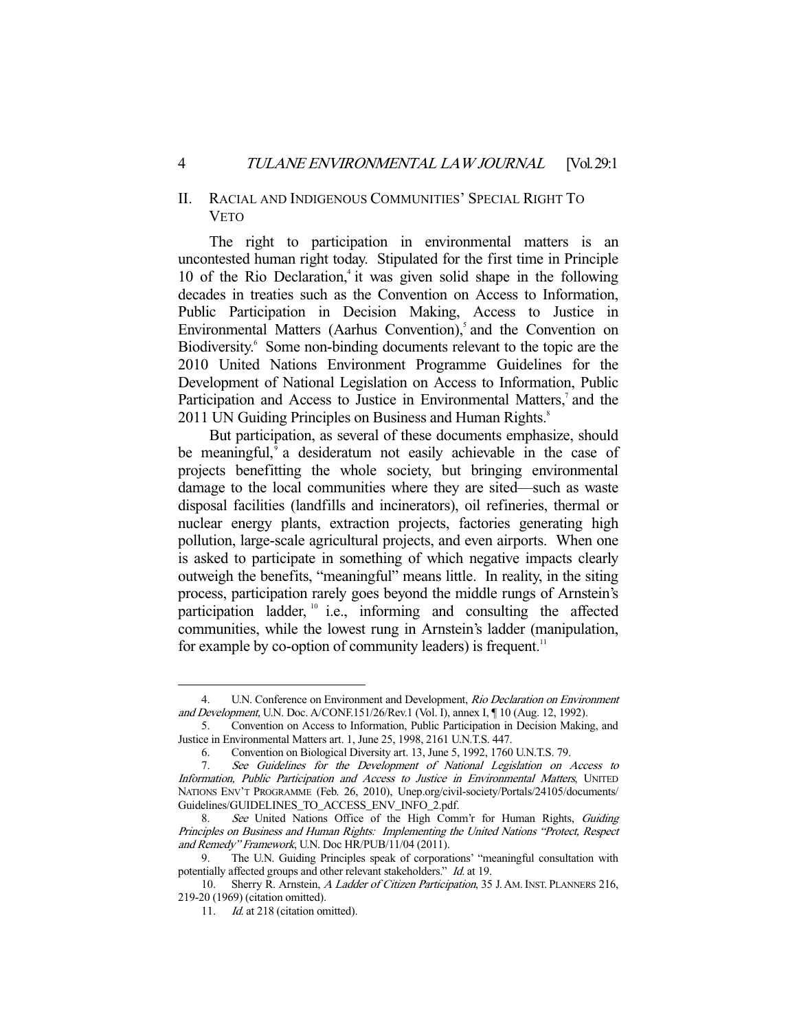## II. Racial and Indigenous Communities' Special Right To Veto

The right to participation in environmental matters is an uncontested human right today. Stipulated for the first time in Principle 10 of the Rio Declaration,[4] it was given solid shape in the following decades in treaties such as the Convention on Access to Information, Public Participation in Decision Making, Access to Justice in Environmental Matters (Aarhus Convention),[5] and the Convention on Biodiversity.[6] Some non-binding documents relevant to the topic are the 2010 United Nations Environment Programme Guidelines for the Development of National Legislation on Access to Information, Public Participation and Access to Justice in Environmental Matters,[7] and the 2011 UN Guiding Principles on Business and Human Rights.[8]

But participation, as several of these documents emphasize, should be meaningful,[9] a desideratum not easily achievable in the case of projects benefitting the whole society, but bringing environmental damage to the local communities where they are sited—such as waste disposal facilities (landfills and incinerators), oil refineries, thermal or nuclear energy plants, extraction projects, factories generating high pollution, large-scale agricultural projects, and even airports. When one is asked to participate in something of which negative impacts clearly outweigh the benefits, "meaningful" means little. In reality, in the siting process, participation rarely goes beyond the middle rungs of Arnstein's participation ladder,[10] i.e., informing and consulting the affected communities, while the lowest rung in Arnstein's ladder (manipulation, for example by co-option of community leaders) is frequent.[11]

---

4. U.N. Conference on Environment and Development, *Rio Declaration on Environment and Development*, U.N. Doc. A/CONF.151/26/Rev.1 (Vol. I), annex I, ¶ 10 (Aug. 12, 1992).

5. Convention on Access to Information, Public Participation in Decision Making, and Justice in Environmental Matters art. 1, June 25, 1998, 2161 U.N.T.S. 447.

6. Convention on Biological Diversity art. 13, June 5, 1992, 1760 U.N.T.S. 79.

7. *See Guidelines for the Development of National Legislation on Access to Information, Public Participation and Access to Justice in Environmental Matters*, UNITED NATIONS ENV'T PROGRAMME (Feb. 26, 2010), Unep.org/civil-society/Portals/24105/documents/Guidelines/GUIDELINES_TO_ACCESS_ENV_INFO_2.pdf.

8. *See* United Nations Office of the High Comm'r for Human Rights, *Guiding Principles on Business and Human Rights: Implementing the United Nations "Protect, Respect and Remedy" Framework*, U.N. Doc HR/PUB/11/04 (2011).

9. The U.N. Guiding Principles speak of corporations' "meaningful consultation with potentially affected groups and other relevant stakeholders." *Id.* at 19.

10. Sherry R. Arnstein, *A Ladder of Citizen Participation*, 35 J. AM. INST. PLANNERS 216, 219-20 (1969) (citation omitted).

11. *Id.* at 218 (citation omitted).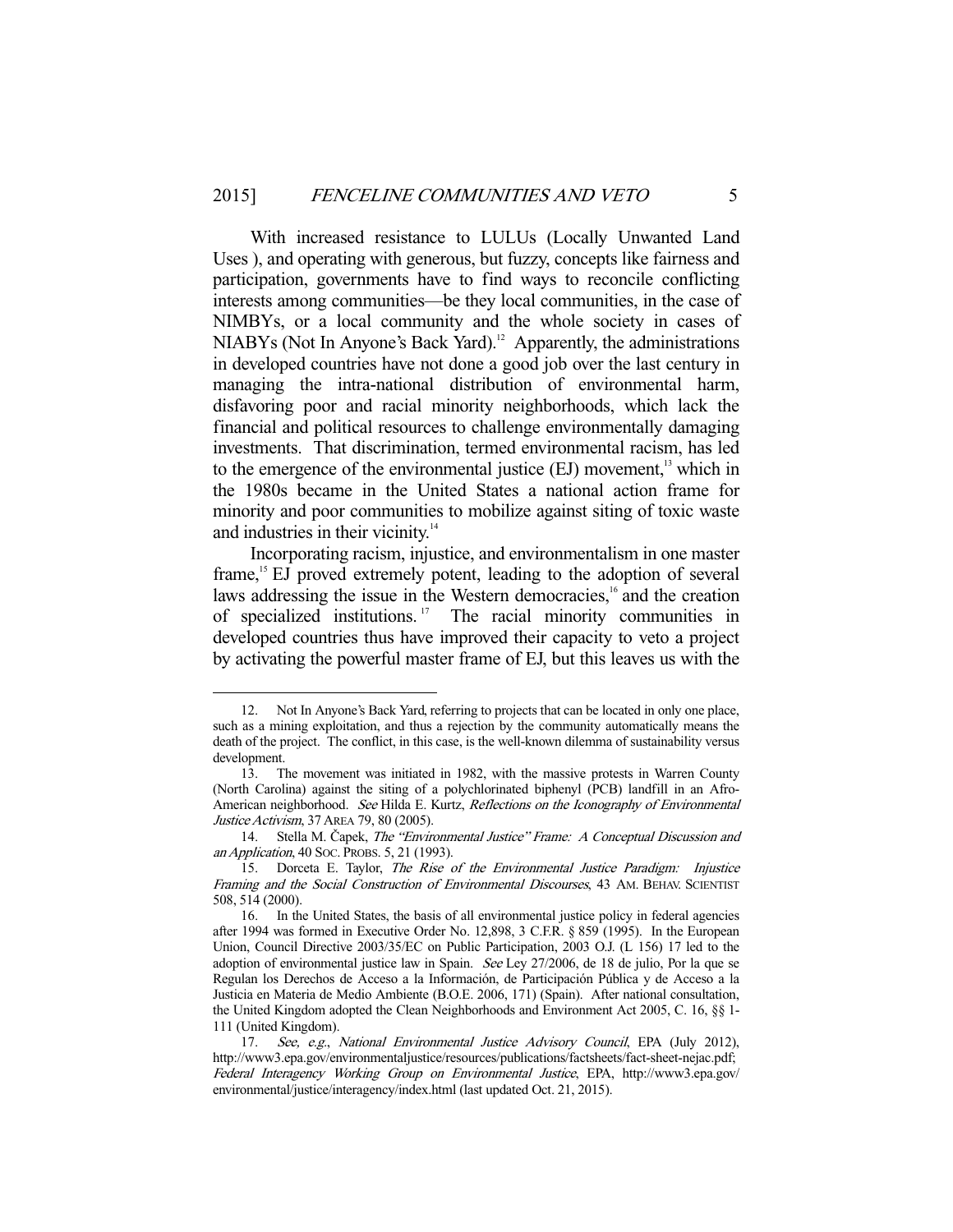With increased resistance to LULUs (Locally Unwanted Land Uses ), and operating with generous, but fuzzy, concepts like fairness and participation, governments have to find ways to reconcile conflicting interests among communities—be they local communities, in the case of NIMBYs, or a local community and the whole society in cases of NIABYs (Not In Anyone's Back Yard).[12] Apparently, the administrations in developed countries have not done a good job over the last century in managing the intra-national distribution of environmental harm, disfavoring poor and racial minority neighborhoods, which lack the financial and political resources to challenge environmentally damaging investments. That discrimination, termed environmental racism, has led to the emergence of the environmental justice (EJ) movement,[13] which in the 1980s became in the United States a national action frame for minority and poor communities to mobilize against siting of toxic waste and industries in their vicinity.[14]

Incorporating racism, injustice, and environmentalism in one master frame,[15] EJ proved extremely potent, leading to the adoption of several laws addressing the issue in the Western democracies,[16] and the creation of specialized institutions.[17] The racial minority communities in developed countries thus have improved their capacity to veto a project by activating the powerful master frame of EJ, but this leaves us with the

---

12. Not In Anyone's Back Yard, referring to projects that can be located in only one place, such as a mining exploitation, and thus a rejection by the community automatically means the death of the project. The conflict, in this case, is the well-known dilemma of sustainability versus development.

13. The movement was initiated in 1982, with the massive protests in Warren County (North Carolina) against the siting of a polychlorinated biphenyl (PCB) landfill in an Afro-American neighborhood. *See* Hilda E. Kurtz, *Reflections on the Iconography of Environmental Justice Activism*, 37 AREA 79, 80 (2005).

14. Stella M. Čapek, *The "Environmental Justice" Frame: A Conceptual Discussion and an Application*, 40 SOC. PROBS. 5, 21 (1993).

15. Dorceta E. Taylor, *The Rise of the Environmental Justice Paradigm: Injustice Framing and the Social Construction of Environmental Discourses*, 43 AM. BEHAV. SCIENTIST 508, 514 (2000).

16. In the United States, the basis of all environmental justice policy in federal agencies after 1994 was formed in Executive Order No. 12,898, 3 C.F.R. § 859 (1995). In the European Union, Council Directive 2003/35/EC on Public Participation, 2003 O.J. (L 156) 17 led to the adoption of environmental justice law in Spain. *See* Ley 27/2006, de 18 de julio, Por la que se Regulan los Derechos de Acceso a la Información, de Participación Pública y de Acceso a la Justicia en Materia de Medio Ambiente (B.O.E. 2006, 171) (Spain). After national consultation, the United Kingdom adopted the Clean Neighborhoods and Environment Act 2005, C. 16, §§ 1-111 (United Kingdom).

17. *See, e.g.*, *National Environmental Justice Advisory Council*, EPA (July 2012), http://www3.epa.gov/environmentaljustice/resources/publications/factsheets/fact-sheet-nejac.pdf; *Federal Interagency Working Group on Environmental Justice*, EPA, http://www3.epa.gov/environmental/justice/interagency/index.html (last updated Oct. 21, 2015).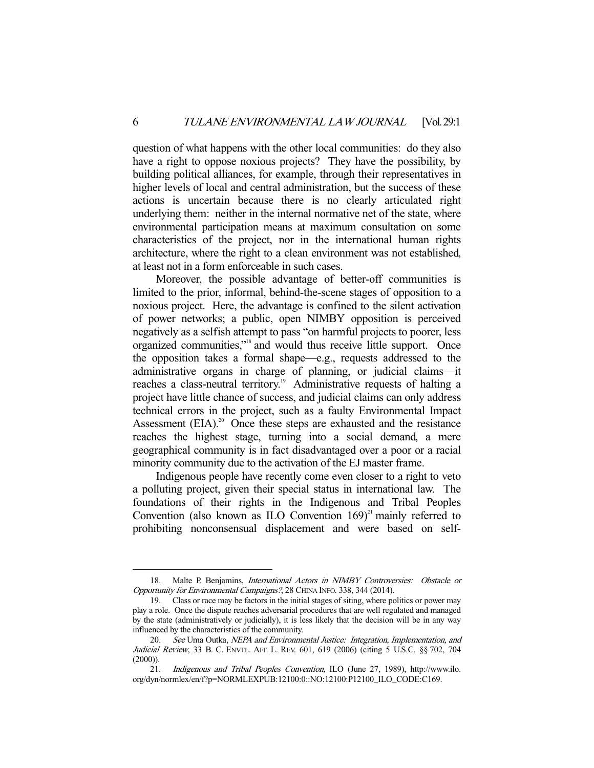question of what happens with the other local communities: do they also have a right to oppose noxious projects? They have the possibility, by building political alliances, for example, through their representatives in higher levels of local and central administration, but the success of these actions is uncertain because there is no clearly articulated right underlying them: neither in the internal normative net of the state, where environmental participation means at maximum consultation on some characteristics of the project, nor in the international human rights architecture, where the right to a clean environment was not established, at least not in a form enforceable in such cases.

Moreover, the possible advantage of better-off communities is limited to the prior, informal, behind-the-scene stages of opposition to a noxious project. Here, the advantage is confined to the silent activation of power networks; a public, open NIMBY opposition is perceived negatively as a selfish attempt to pass "on harmful projects to poorer, less organized communities,"[18] and would thus receive little support. Once the opposition takes a formal shape—e.g., requests addressed to the administrative organs in charge of planning, or judicial claims—it reaches a class-neutral territory.[19] Administrative requests of halting a project have little chance of success, and judicial claims can only address technical errors in the project, such as a faulty Environmental Impact Assessment (EIA).[20] Once these steps are exhausted and the resistance reaches the highest stage, turning into a social demand, a mere geographical community is in fact disadvantaged over a poor or a racial minority community due to the activation of the EJ master frame.

Indigenous people have recently come even closer to a right to veto a polluting project, given their special status in international law. The foundations of their rights in the Indigenous and Tribal Peoples Convention (also known as ILO Convention 169)[21] mainly referred to prohibiting nonconsensual displacement and were based on self-

---

18. Malte P. Benjamins, *International Actors in NIMBY Controversies: Obstacle or Opportunity for Environmental Campaigns?*, 28 CHINA INFO. 338, 344 (2014).

19. Class or race may be factors in the initial stages of siting, where politics or power may play a role. Once the dispute reaches adversarial procedures that are well regulated and managed by the state (administratively or judicially), it is less likely that the decision will be in any way influenced by the characteristics of the community.

20. *See* Uma Outka, *NEPA and Environmental Justice: Integration, Implementation, and Judicial Review*, 33 B. C. ENVTL. AFF. L. REV. 601, 619 (2006) (citing 5 U.S.C. §§ 702, 704 (2000)).

21. *Indigenous and Tribal Peoples Convention,* ILO (June 27, 1989), http://www.ilo.org/dyn/normlex/en/f?p=NORMLEXPUB:12100:0::NO:12100:P12100_ILO_CODE:C169.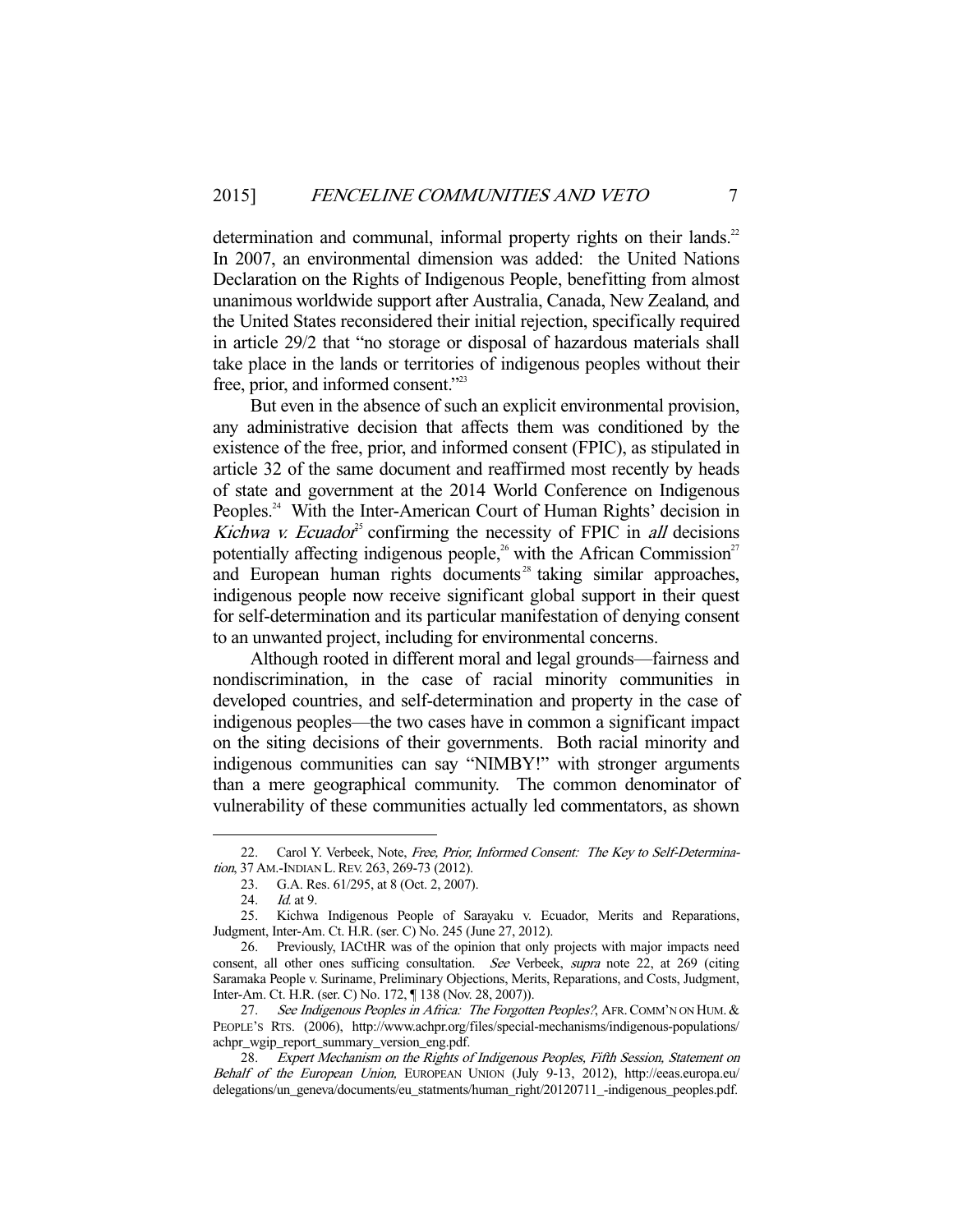determination and communal, informal property rights on their lands.[22] In 2007, an environmental dimension was added: the United Nations Declaration on the Rights of Indigenous People, benefitting from almost unanimous worldwide support after Australia, Canada, New Zealand, and the United States reconsidered their initial rejection, specifically required in article 29/2 that "no storage or disposal of hazardous materials shall take place in the lands or territories of indigenous peoples without their free, prior, and informed consent."[23]

But even in the absence of such an explicit environmental provision, any administrative decision that affects them was conditioned by the existence of the free, prior, and informed consent (FPIC), as stipulated in article 32 of the same document and reaffirmed most recently by heads of state and government at the 2014 World Conference on Indigenous Peoples.[24] With the Inter-American Court of Human Rights' decision in *Kichwa v. Ecuador*[25] confirming the necessity of FPIC in *all* decisions potentially affecting indigenous people,[26] with the African Commission[27] and European human rights documents[28] taking similar approaches, indigenous people now receive significant global support in their quest for self-determination and its particular manifestation of denying consent to an unwanted project, including for environmental concerns.

Although rooted in different moral and legal grounds—fairness and nondiscrimination, in the case of racial minority communities in developed countries, and self-determination and property in the case of indigenous peoples—the two cases have in common a significant impact on the siting decisions of their governments. Both racial minority and indigenous communities can say "NIMBY!" with stronger arguments than a mere geographical community. The common denominator of vulnerability of these communities actually led commentators, as shown

---

22. Carol Y. Verbeek, Note, *Free, Prior, Informed Consent: The Key to Self-Determination*, 37 AM.-INDIAN L. REV. 263, 269-73 (2012).

23. G.A. Res. 61/295, at 8 (Oct. 2, 2007).

24. *Id.* at 9.

25. Kichwa Indigenous People of Sarayaku v. Ecuador, Merits and Reparations, Judgment, Inter-Am. Ct. H.R. (ser. C) No. 245 (June 27, 2012).

26. Previously, IACtHR was of the opinion that only projects with major impacts need consent, all other ones sufficing consultation. *See* Verbeek, *supra* note 22, at 269 (citing Saramaka People v. Suriname, Preliminary Objections, Merits, Reparations, and Costs, Judgment, Inter-Am. Ct. H.R. (ser. C) No. 172, ¶ 138 (Nov. 28, 2007)).

27. *See Indigenous Peoples in Africa: The Forgotten Peoples?*, AFR. COMM'N ON HUM. & PEOPLE'S RTS. (2006), http://www.achpr.org/files/special-mechanisms/indigenous-populations/achpr_wgip_report_summary_version_eng.pdf.

28. *Expert Mechanism on the Rights of Indigenous Peoples, Fifth Session, Statement on Behalf of the European Union,* EUROPEAN UNION (July 9-13, 2012), http://eeas.europa.eu/delegations/un_geneva/documents/eu_statments/human_right/20120711_-indigenous_peoples.pdf.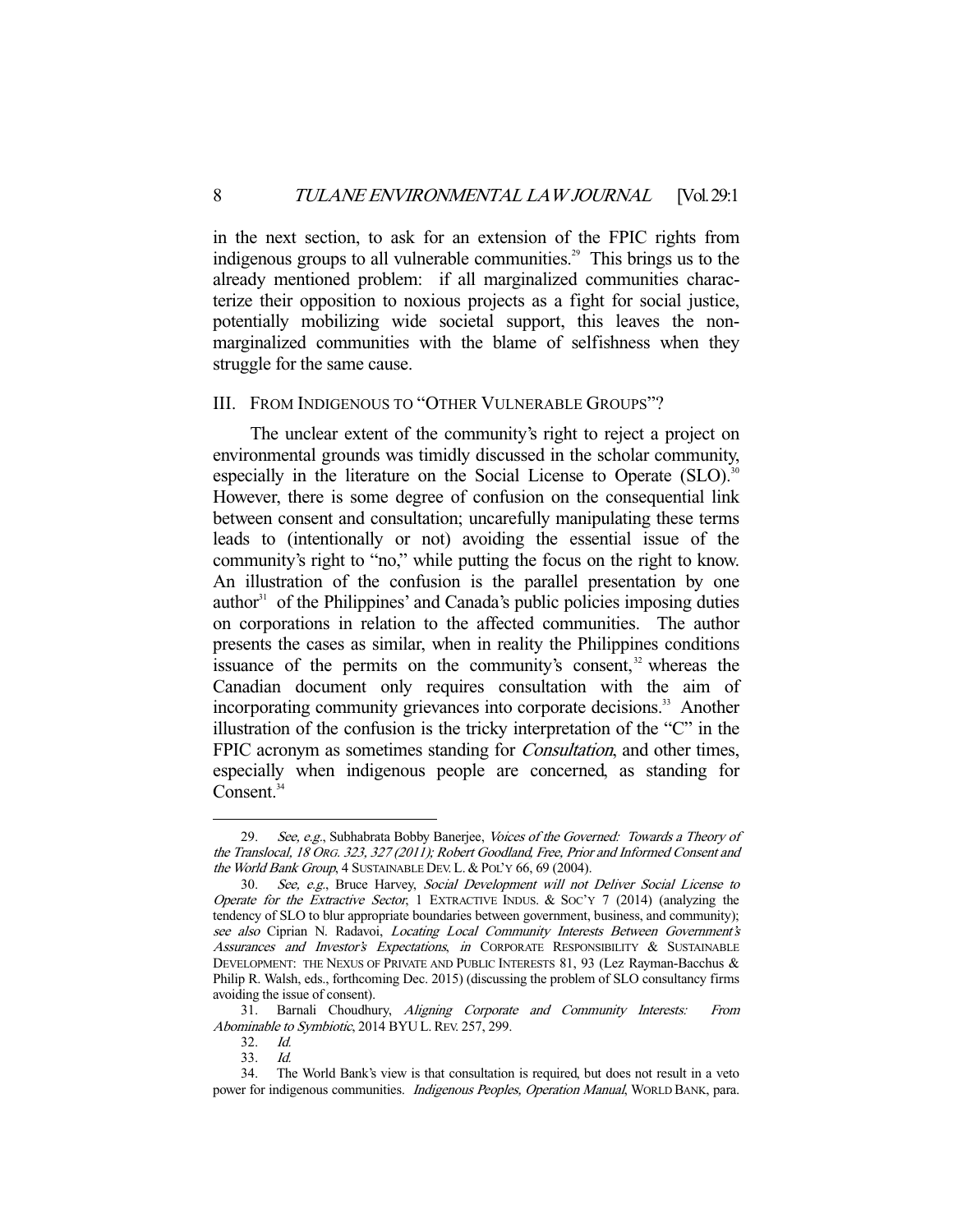in the next section, to ask for an extension of the FPIC rights from indigenous groups to all vulnerable communities.[29] This brings us to the already mentioned problem: if all marginalized communities characterize their opposition to noxious projects as a fight for social justice, potentially mobilizing wide societal support, this leaves the non-marginalized communities with the blame of selfishness when they struggle for the same cause.

## III. FROM INDIGENOUS TO "OTHER VULNERABLE GROUPS"?

The unclear extent of the community's right to reject a project on environmental grounds was timidly discussed in the scholar community, especially in the literature on the Social License to Operate (SLO).[30] However, there is some degree of confusion on the consequential link between consent and consultation; uncarefully manipulating these terms leads to (intentionally or not) avoiding the essential issue of the community's right to "no," while putting the focus on the right to know. An illustration of the confusion is the parallel presentation by one author[31] of the Philippines' and Canada's public policies imposing duties on corporations in relation to the affected communities. The author presents the cases as similar, when in reality the Philippines conditions issuance of the permits on the community's consent,[32] whereas the Canadian document only requires consultation with the aim of incorporating community grievances into corporate decisions.[33] Another illustration of the confusion is the tricky interpretation of the "C" in the FPIC acronym as sometimes standing for *Consultation*, and other times, especially when indigenous people are concerned, as standing for Consent.[34]

---

29. *See, e.g.*, Subhabrata Bobby Banerjee, *Voices of the Governed: Towards a Theory of the Translocal*, 18 ORG. 323, 327 (2011); Robert Goodland, *Free, Prior and Informed Consent and the World Bank Group*, 4 SUSTAINABLE DEV. L. & POL'Y 66, 69 (2004).

30. *See, e.g.*, Bruce Harvey, *Social Development will not Deliver Social License to Operate for the Extractive Sector*, 1 EXTRACTIVE INDUS. & SOC'Y 7 (2014) (analyzing the tendency of SLO to blur appropriate boundaries between government, business, and community); *see also* Ciprian N. Radavoi, *Locating Local Community Interests Between Government's Assurances and Investor's Expectations*, *in* CORPORATE RESPONSIBILITY & SUSTAINABLE DEVELOPMENT: THE NEXUS OF PRIVATE AND PUBLIC INTERESTS 81, 93 (Lez Rayman-Bacchus & Philip R. Walsh, eds., forthcoming Dec. 2015) (discussing the problem of SLO consultancy firms avoiding the issue of consent).

31. Barnali Choudhury, *Aligning Corporate and Community Interests: From Abominable to Symbiotic*, 2014 BYU L. REV. 257, 299.

32. *Id.*

33. *Id.*

34. The World Bank's view is that consultation is required, but does not result in a veto power for indigenous communities. *Indigenous Peoples, Operation Manual*, WORLD BANK, para.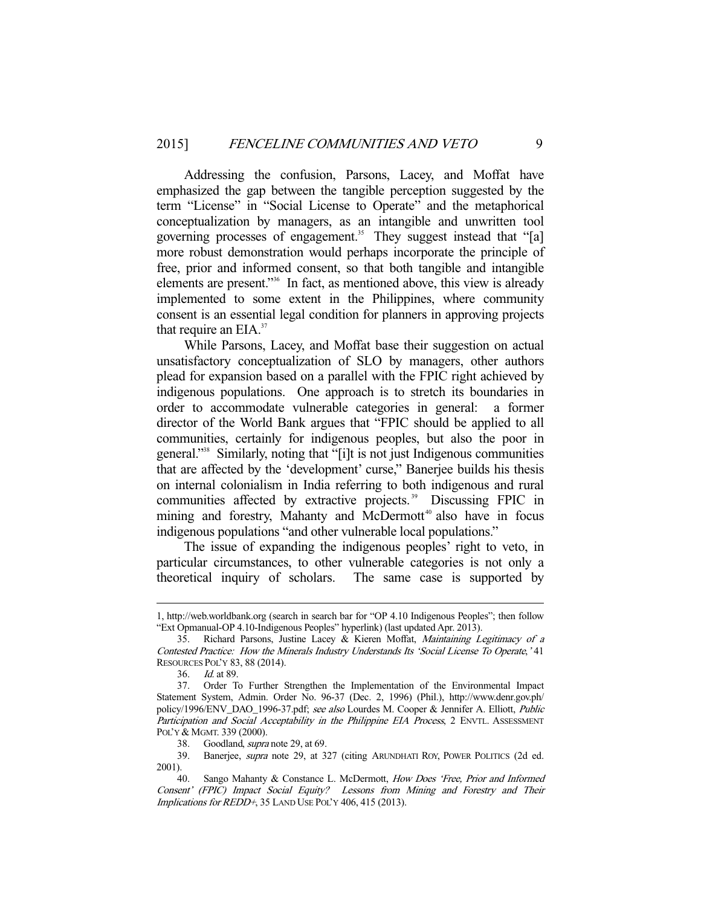Addressing the confusion, Parsons, Lacey, and Moffat have emphasized the gap between the tangible perception suggested by the term "License" in "Social License to Operate" and the metaphorical conceptualization by managers, as an intangible and unwritten tool governing processes of engagement.[35] They suggest instead that "[a] more robust demonstration would perhaps incorporate the principle of free, prior and informed consent, so that both tangible and intangible elements are present."[36] In fact, as mentioned above, this view is already implemented to some extent in the Philippines, where community consent is an essential legal condition for planners in approving projects that require an EIA.[37]

While Parsons, Lacey, and Moffat base their suggestion on actual unsatisfactory conceptualization of SLO by managers, other authors plead for expansion based on a parallel with the FPIC right achieved by indigenous populations. One approach is to stretch its boundaries in order to accommodate vulnerable categories in general: a former director of the World Bank argues that "FPIC should be applied to all communities, certainly for indigenous peoples, but also the poor in general."[38] Similarly, noting that "[i]t is not just Indigenous communities that are affected by the 'development' curse," Banerjee builds his thesis on internal colonialism in India referring to both indigenous and rural communities affected by extractive projects.[39] Discussing FPIC in mining and forestry, Mahanty and McDermott[40] also have in focus indigenous populations "and other vulnerable local populations."

The issue of expanding the indigenous peoples' right to veto, in particular circumstances, to other vulnerable categories is not only a theoretical inquiry of scholars. The same case is supported by

---

1, http://web.worldbank.org (search in search bar for "OP 4.10 Indigenous Peoples"; then follow "Ext Opmanual-OP 4.10-Indigenous Peoples" hyperlink) (last updated Apr. 2013).

35. Richard Parsons, Justine Lacey & Kieren Moffat, *Maintaining Legitimacy of a Contested Practice: How the Minerals Industry Understands Its 'Social License To Operate*,*'* 41 RESOURCES POL'Y 83, 88 (2014).

36. *Id.* at 89.

37. Order To Further Strengthen the Implementation of the Environmental Impact Statement System, Admin. Order No. 96-37 (Dec. 2, 1996) (Phil.), http://www.denr.gov.ph/policy/1996/ENV_DAO_1996-37.pdf; *see also* Lourdes M. Cooper & Jennifer A. Elliott, *Public Participation and Social Acceptability in the Philippine EIA Process*, 2 ENVTL. ASSESSMENT POL'Y & MGMT. 339 (2000).

38. Goodland, *supra* note 29, at 69.

39. Banerjee, *supra* note 29, at 327 (citing ARUNDHATI ROY, POWER POLITICS (2d ed. 2001).

40. Sango Mahanty & Constance L. McDermott, *How Does 'Free, Prior and Informed Consent' (FPIC) Impact Social Equity? Lessons from Mining and Forestry and Their Implications for REDD+*, 35 LAND USE POL'Y 406, 415 (2013).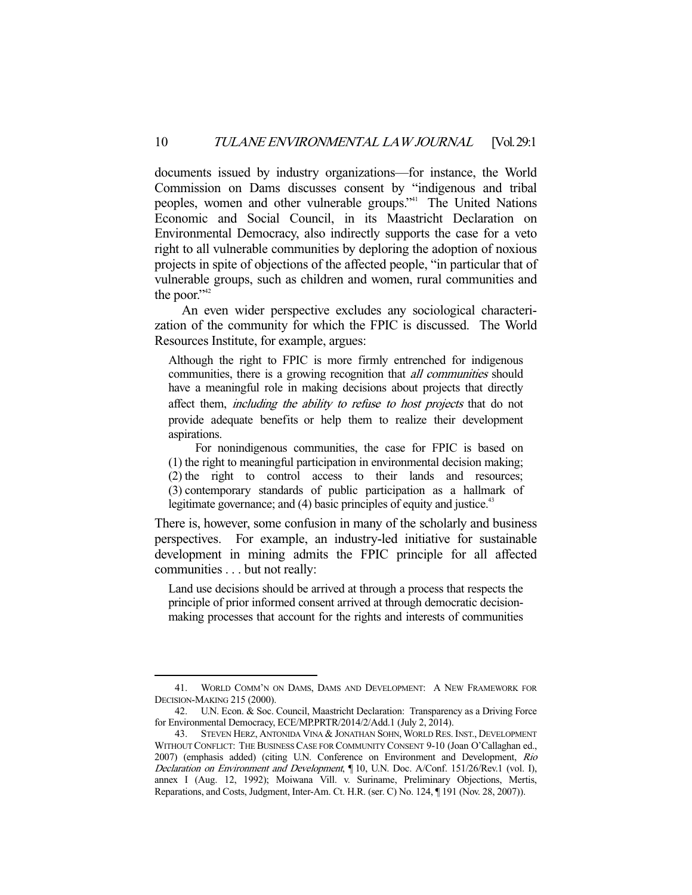documents issued by industry organizations—for instance, the World Commission on Dams discusses consent by "indigenous and tribal peoples, women and other vulnerable groups."[41] The United Nations Economic and Social Council, in its Maastricht Declaration on Environmental Democracy, also indirectly supports the case for a veto right to all vulnerable communities by deploring the adoption of noxious projects in spite of objections of the affected people, "in particular that of vulnerable groups, such as children and women, rural communities and the poor."[42]

An even wider perspective excludes any sociological characterization of the community for which the FPIC is discussed. The World Resources Institute, for example, argues:

> Although the right to FPIC is more firmly entrenched for indigenous communities, there is a growing recognition that *all communities* should have a meaningful role in making decisions about projects that directly affect them, *including the ability to refuse to host projects* that do not provide adequate benefits or help them to realize their development aspirations.
>
> For nonindigenous communities, the case for FPIC is based on (1) the right to meaningful participation in environmental decision making; (2) the right to control access to their lands and resources; (3) contemporary standards of public participation as a hallmark of legitimate governance; and (4) basic principles of equity and justice.[43]

There is, however, some confusion in many of the scholarly and business perspectives. For example, an industry-led initiative for sustainable development in mining admits the FPIC principle for all affected communities . . . but not really:

> Land use decisions should be arrived at through a process that respects the principle of prior informed consent arrived at through democratic decision-making processes that account for the rights and interests of communities

---

41. WORLD COMM'N ON DAMS, DAMS AND DEVELOPMENT: A NEW FRAMEWORK FOR DECISION-MAKING 215 (2000).

42. U.N. Econ. & Soc. Council, Maastricht Declaration: Transparency as a Driving Force for Environmental Democracy, ECE/MP.PRTR/2014/2/Add.1 (July 2, 2014).

43. STEVEN HERZ, ANTONIDA VINA & JONATHAN SOHN, WORLD RES. INST., DEVELOPMENT WITHOUT CONFLICT: THE BUSINESS CASE FOR COMMUNITY CONSENT 9-10 (Joan O'Callaghan ed., 2007) (emphasis added) (citing U.N. Conference on Environment and Development, *Rio Declaration on Environment and Development*, ¶ 10, U.N. Doc. A/Conf. 151/26/Rev.1 (vol. I), annex I (Aug. 12, 1992); Moiwana Vill. v. Suriname, Preliminary Objections, Mertis, Reparations, and Costs, Judgment, Inter-Am. Ct. H.R. (ser. C) No. 124, ¶ 191 (Nov. 28, 2007)).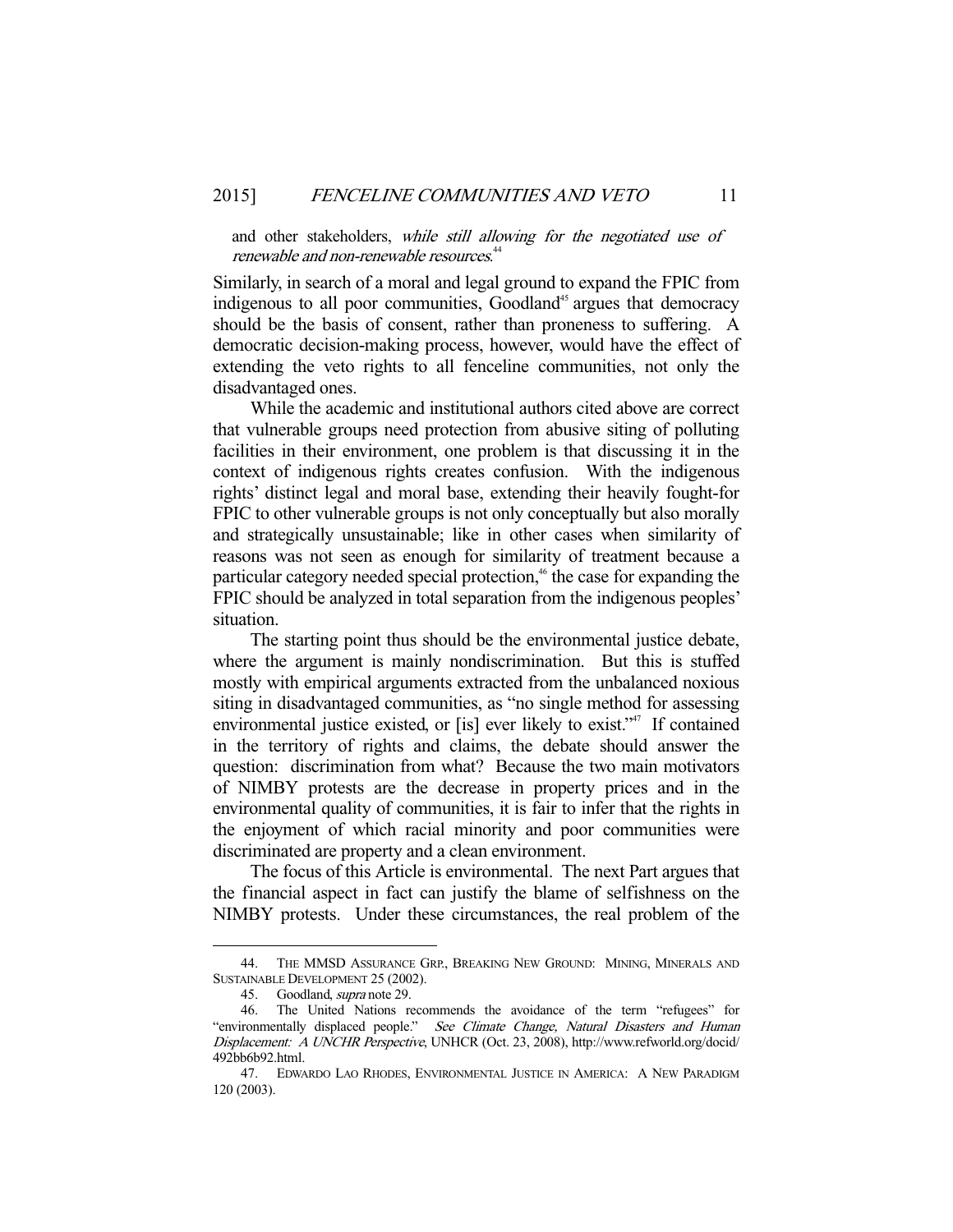and other stakeholders, *while still allowing for the negotiated use of renewable and non-renewable resources*.[44]

Similarly, in search of a moral and legal ground to expand the FPIC from indigenous to all poor communities, Goodland[45] argues that democracy should be the basis of consent, rather than proneness to suffering. A democratic decision-making process, however, would have the effect of extending the veto rights to all fenceline communities, not only the disadvantaged ones.

While the academic and institutional authors cited above are correct that vulnerable groups need protection from abusive siting of polluting facilities in their environment, one problem is that discussing it in the context of indigenous rights creates confusion. With the indigenous rights' distinct legal and moral base, extending their heavily fought-for FPIC to other vulnerable groups is not only conceptually but also morally and strategically unsustainable; like in other cases when similarity of reasons was not seen as enough for similarity of treatment because a particular category needed special protection,[46] the case for expanding the FPIC should be analyzed in total separation from the indigenous peoples' situation.

The starting point thus should be the environmental justice debate, where the argument is mainly nondiscrimination. But this is stuffed mostly with empirical arguments extracted from the unbalanced noxious siting in disadvantaged communities, as "no single method for assessing environmental justice existed, or [is] ever likely to exist."[47] If contained in the territory of rights and claims, the debate should answer the question: discrimination from what? Because the two main motivators of NIMBY protests are the decrease in property prices and in the environmental quality of communities, it is fair to infer that the rights in the enjoyment of which racial minority and poor communities were discriminated are property and a clean environment.

The focus of this Article is environmental. The next Part argues that the financial aspect in fact can justify the blame of selfishness on the NIMBY protests. Under these circumstances, the real problem of the

---

44. THE MMSD ASSURANCE GRP., BREAKING NEW GROUND: MINING, MINERALS AND SUSTAINABLE DEVELOPMENT 25 (2002).

45. Goodland, *supra* note 29.

46. The United Nations recommends the avoidance of the term "refugees" for "environmentally displaced people." *See Climate Change, Natural Disasters and Human Displacement: A UNCHR Perspective*, UNHCR (Oct. 23, 2008), http://www.refworld.org/docid/492bb6b92.html.

47. EDWARDO LAO RHODES, ENVIRONMENTAL JUSTICE IN AMERICA: A NEW PARADIGM 120 (2003).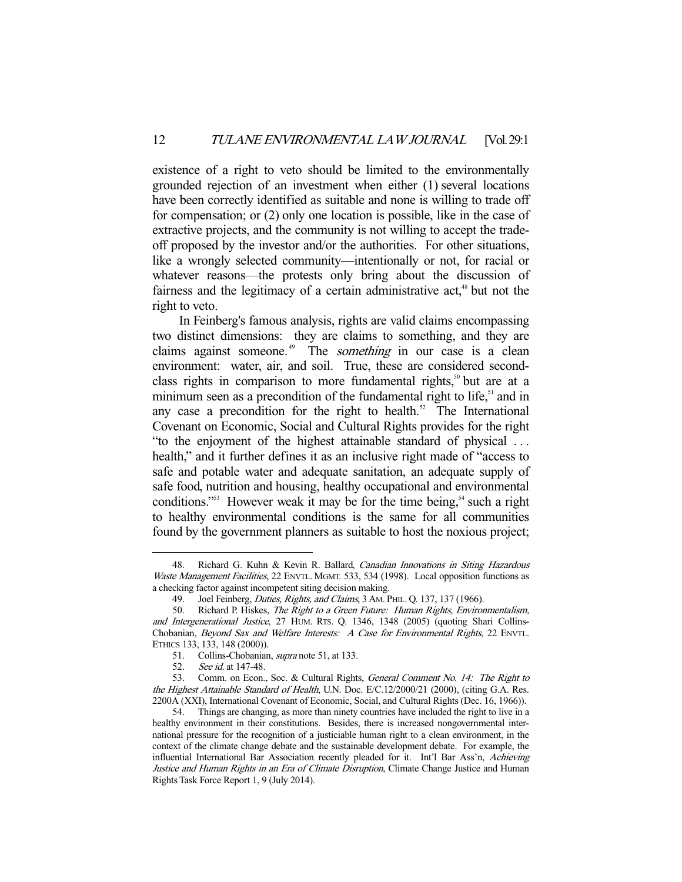existence of a right to veto should be limited to the environmentally grounded rejection of an investment when either (1) several locations have been correctly identified as suitable and none is willing to trade off for compensation; or (2) only one location is possible, like in the case of extractive projects, and the community is not willing to accept the trade-off proposed by the investor and/or the authorities. For other situations, like a wrongly selected community—intentionally or not, for racial or whatever reasons—the protests only bring about the discussion of fairness and the legitimacy of a certain administrative act,[48] but not the right to veto.

In Feinberg's famous analysis, rights are valid claims encompassing two distinct dimensions: they are claims to something, and they are claims against someone.[49] The *something* in our case is a clean environment: water, air, and soil. True, these are considered second-class rights in comparison to more fundamental rights,[50] but are at a minimum seen as a precondition of the fundamental right to life,[51] and in any case a precondition for the right to health.[52] The International Covenant on Economic, Social and Cultural Rights provides for the right "to the enjoyment of the highest attainable standard of physical . . . health," and it further defines it as an inclusive right made of "access to safe and potable water and adequate sanitation, an adequate supply of safe food, nutrition and housing, healthy occupational and environmental conditions."[53] However weak it may be for the time being,[54] such a right to healthy environmental conditions is the same for all communities found by the government planners as suitable to host the noxious project;

---

48. Richard G. Kuhn & Kevin R. Ballard, *Canadian Innovations in Siting Hazardous Waste Management Facilities*, 22 ENVTL. MGMT. 533, 534 (1998). Local opposition functions as a checking factor against incompetent siting decision making.

49. Joel Feinberg, *Duties, Rights, and Claims*, 3 AM. PHIL. Q. 137, 137 (1966).

50. Richard P. Hiskes, *The Right to a Green Future: Human Rights, Environmentalism, and Intergenerational Justice*, 27 HUM. RTS. Q. 1346, 1348 (2005) (quoting Shari Collins-Chobanian, *Beyond Sax and Welfare Interests: A Case for Environmental Rights*, 22 ENVTL. ETHICS 133, 133, 148 (2000)).

51. Collins-Chobanian, *supra* note 51, at 133.

52. *See id.* at 147-48.

53. Comm. on Econ., Soc. & Cultural Rights, *General Comment No. 14: The Right to the Highest Attainable Standard of Health*, U.N. Doc. E/C.12/2000/21 (2000), (citing G.A. Res. 2200A (XXI), International Covenant of Economic, Social, and Cultural Rights (Dec. 16, 1966)).

54. Things are changing, as more than ninety countries have included the right to live in a healthy environment in their constitutions. Besides, there is increased nongovernmental international pressure for the recognition of a justiciable human right to a clean environment, in the context of the climate change debate and the sustainable development debate. For example, the influential International Bar Association recently pleaded for it. Int'l Bar Ass'n, *Achieving Justice and Human Rights in an Era of Climate Disruption*, Climate Change Justice and Human Rights Task Force Report 1, 9 (July 2014).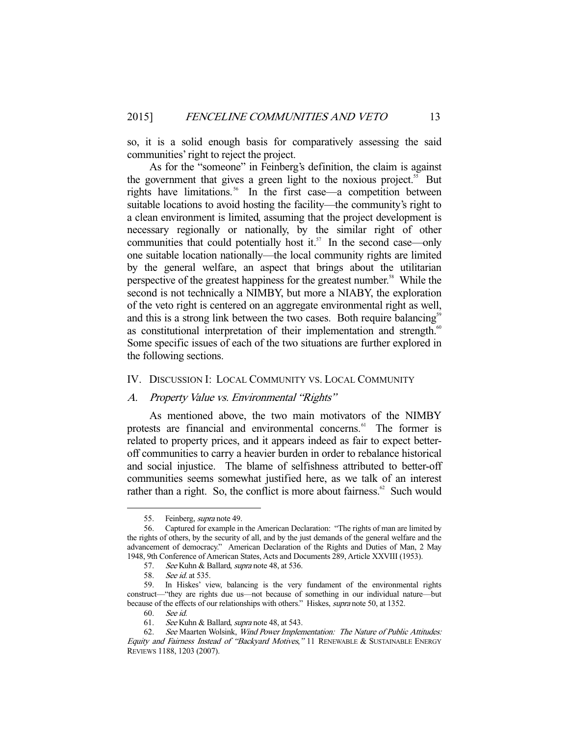so, it is a solid enough basis for comparatively assessing the said communities' right to reject the project.

As for the "someone" in Feinberg's definition, the claim is against the government that gives a green light to the noxious project.[55] But rights have limitations.[56] In the first case—a competition between suitable locations to avoid hosting the facility—the community's right to a clean environment is limited, assuming that the project development is necessary regionally or nationally, by the similar right of other communities that could potentially host it.[57] In the second case—only one suitable location nationally—the local community rights are limited by the general welfare, an aspect that brings about the utilitarian perspective of the greatest happiness for the greatest number.[58] While the second is not technically a NIMBY, but more a NIABY, the exploration of the veto right is centered on an aggregate environmental right as well, and this is a strong link between the two cases. Both require balancing[59] as constitutional interpretation of their implementation and strength.[60] Some specific issues of each of the two situations are further explored in the following sections.

## IV. Discussion I: Local Community vs. Local Community

### A. *Property Value vs. Environmental "Rights"*

As mentioned above, the two main motivators of the NIMBY protests are financial and environmental concerns.[61] The former is related to property prices, and it appears indeed as fair to expect better-off communities to carry a heavier burden in order to rebalance historical and social injustice. The blame of selfishness attributed to better-off communities seems somewhat justified here, as we talk of an interest rather than a right. So, the conflict is more about fairness.[62] Such would

---

55. Feinberg, *supra* note 49.

56. Captured for example in the American Declaration: "The rights of man are limited by the rights of others, by the security of all, and by the just demands of the general welfare and the advancement of democracy." American Declaration of the Rights and Duties of Man, 2 May 1948, 9th Conference of American States, Acts and Documents 289, Article XXVIII (1953).

57. *See* Kuhn & Ballard, *supra* note 48, at 536.

58. *See id.* at 535.

59. In Hiskes' view, balancing is the very fundament of the environmental rights construct—"they are rights due us—not because of something in our individual nature—but because of the effects of our relationships with others." Hiskes, *supra* note 50, at 1352.

60. *See id.*

61. *See* Kuhn & Ballard, *supra* note 48, at 543.

62. *See* Maarten Wolsink, *Wind Power Implementation: The Nature of Public Attitudes: Equity and Fairness Instead of "Backyard Motives,"* 11 Renewable & Sustainable Energy Reviews 1188, 1203 (2007).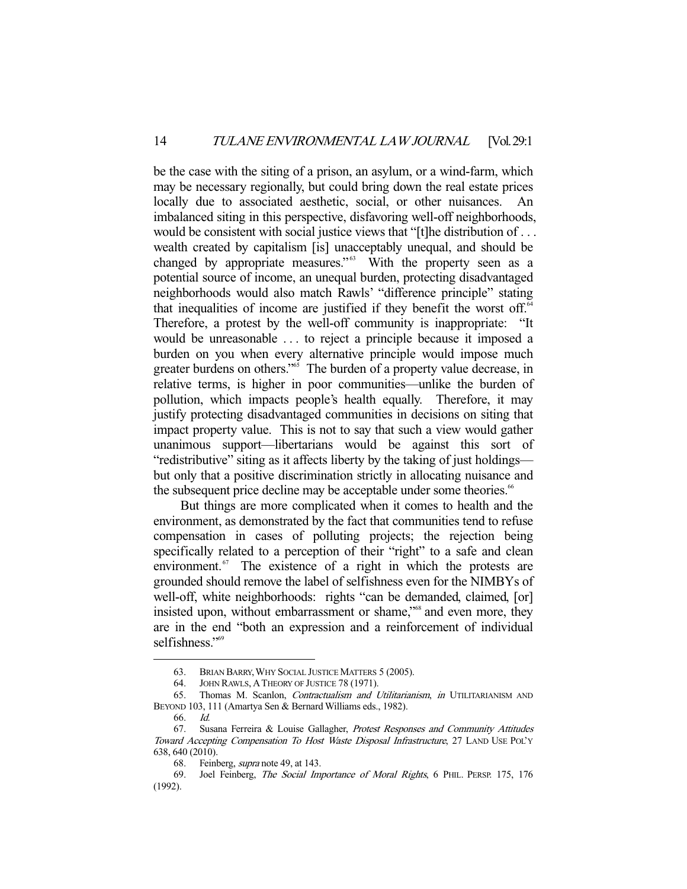be the case with the siting of a prison, an asylum, or a wind-farm, which may be necessary regionally, but could bring down the real estate prices locally due to associated aesthetic, social, or other nuisances. An imbalanced siting in this perspective, disfavoring well-off neighborhoods, would be consistent with social justice views that "[t]he distribution of . . . wealth created by capitalism [is] unacceptably unequal, and should be changed by appropriate measures."[63] With the property seen as a potential source of income, an unequal burden, protecting disadvantaged neighborhoods would also match Rawls' "difference principle" stating that inequalities of income are justified if they benefit the worst off.[64] Therefore, a protest by the well-off community is inappropriate: "It would be unreasonable . . . to reject a principle because it imposed a burden on you when every alternative principle would impose much greater burdens on others."[65] The burden of a property value decrease, in relative terms, is higher in poor communities—unlike the burden of pollution, which impacts people's health equally. Therefore, it may justify protecting disadvantaged communities in decisions on siting that impact property value. This is not to say that such a view would gather unanimous support—libertarians would be against this sort of "redistributive" siting as it affects liberty by the taking of just holdings—but only that a positive discrimination strictly in allocating nuisance and the subsequent price decline may be acceptable under some theories.[66]

But things are more complicated when it comes to health and the environment, as demonstrated by the fact that communities tend to refuse compensation in cases of polluting projects; the rejection being specifically related to a perception of their "right" to a safe and clean environment.[67] The existence of a right in which the protests are grounded should remove the label of selfishness even for the NIMBYs of well-off, white neighborhoods: rights "can be demanded, claimed, [or] insisted upon, without embarrassment or shame,"[68] and even more, they are in the end "both an expression and a reinforcement of individual selfishness."[69]

---

63. BRIAN BARRY, WHY SOCIAL JUSTICE MATTERS 5 (2005).

64. JOHN RAWLS, A THEORY OF JUSTICE 78 (1971).

65. Thomas M. Scanlon, *Contractualism and Utilitarianism*, *in* UTILITARIANISM AND BEYOND 103, 111 (Amartya Sen & Bernard Williams eds., 1982).

66. *Id.*

67. Susana Ferreira & Louise Gallagher, *Protest Responses and Community Attitudes Toward Accepting Compensation To Host Waste Disposal Infrastructure*, 27 LAND USE POL'Y 638, 640 (2010).

68. Feinberg, *supra* note 49, at 143.

69. Joel Feinberg, *The Social Importance of Moral Rights*, 6 PHIL. PERSP. 175, 176 (1992).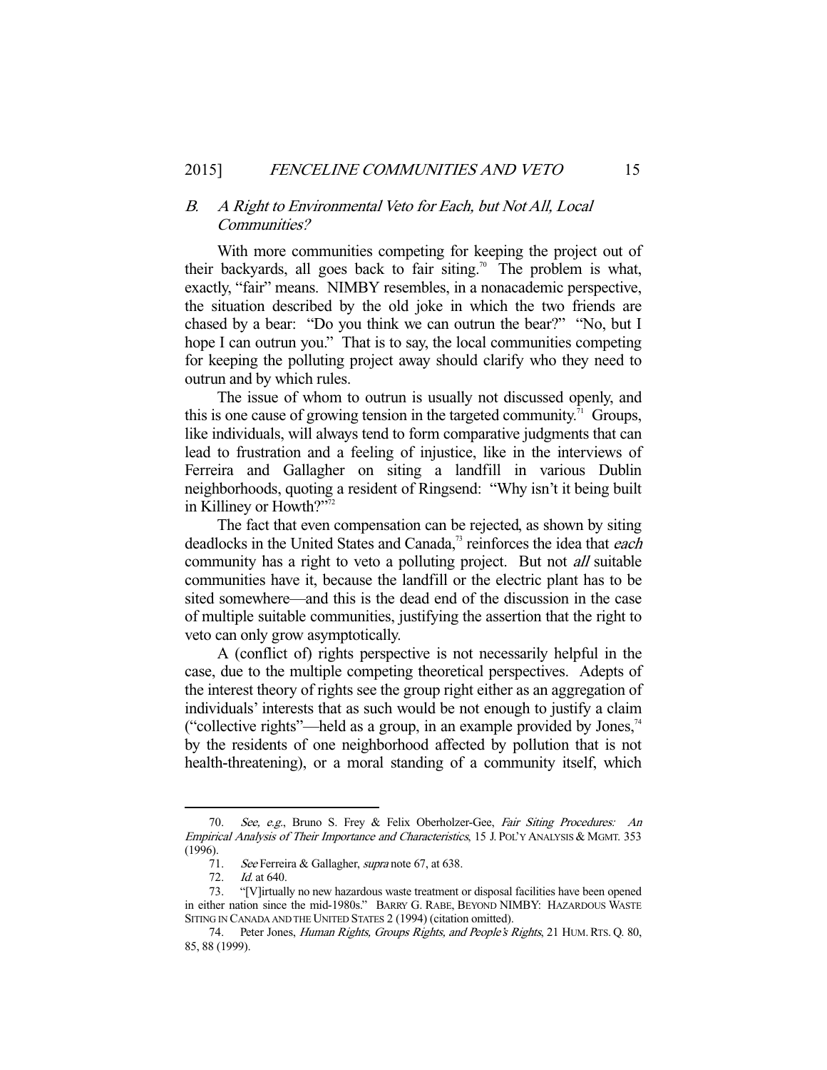### *B. A Right to Environmental Veto for Each, but Not All, Local Communities?*

With more communities competing for keeping the project out of their backyards, all goes back to fair siting.[70] The problem is what, exactly, "fair" means. NIMBY resembles, in a nonacademic perspective, the situation described by the old joke in which the two friends are chased by a bear: "Do you think we can outrun the bear?" "No, but I hope I can outrun you." That is to say, the local communities competing for keeping the polluting project away should clarify who they need to outrun and by which rules.

The issue of whom to outrun is usually not discussed openly, and this is one cause of growing tension in the targeted community.[71] Groups, like individuals, will always tend to form comparative judgments that can lead to frustration and a feeling of injustice, like in the interviews of Ferreira and Gallagher on siting a landfill in various Dublin neighborhoods, quoting a resident of Ringsend: "Why isn't it being built in Killiney or Howth?"[72]

The fact that even compensation can be rejected, as shown by siting deadlocks in the United States and Canada,[73] reinforces the idea that *each* community has a right to veto a polluting project. But not *all* suitable communities have it, because the landfill or the electric plant has to be sited somewhere—and this is the dead end of the discussion in the case of multiple suitable communities, justifying the assertion that the right to veto can only grow asymptotically.

A (conflict of) rights perspective is not necessarily helpful in the case, due to the multiple competing theoretical perspectives. Adepts of the interest theory of rights see the group right either as an aggregation of individuals' interests that as such would be not enough to justify a claim ("collective rights"—held as a group, in an example provided by Jones,[74] by the residents of one neighborhood affected by pollution that is not health-threatening), or a moral standing of a community itself, which

---

70. *See, e.g.*, Bruno S. Frey & Felix Oberholzer-Gee, *Fair Siting Procedures: An Empirical Analysis of Their Importance and Characteristics*, 15 J. POL'Y ANALYSIS & MGMT. 353 (1996).

71. *See* Ferreira & Gallagher, *supra* note 67, at 638.

72. *Id.* at 640.

73. "[V]irtually no new hazardous waste treatment or disposal facilities have been opened in either nation since the mid-1980s." BARRY G. RABE, BEYOND NIMBY: HAZARDOUS WASTE SITING IN CANADA AND THE UNITED STATES 2 (1994) (citation omitted).

74. Peter Jones, *Human Rights, Groups Rights, and People's Rights*, 21 HUM. RTS. Q. 80, 85, 88 (1999).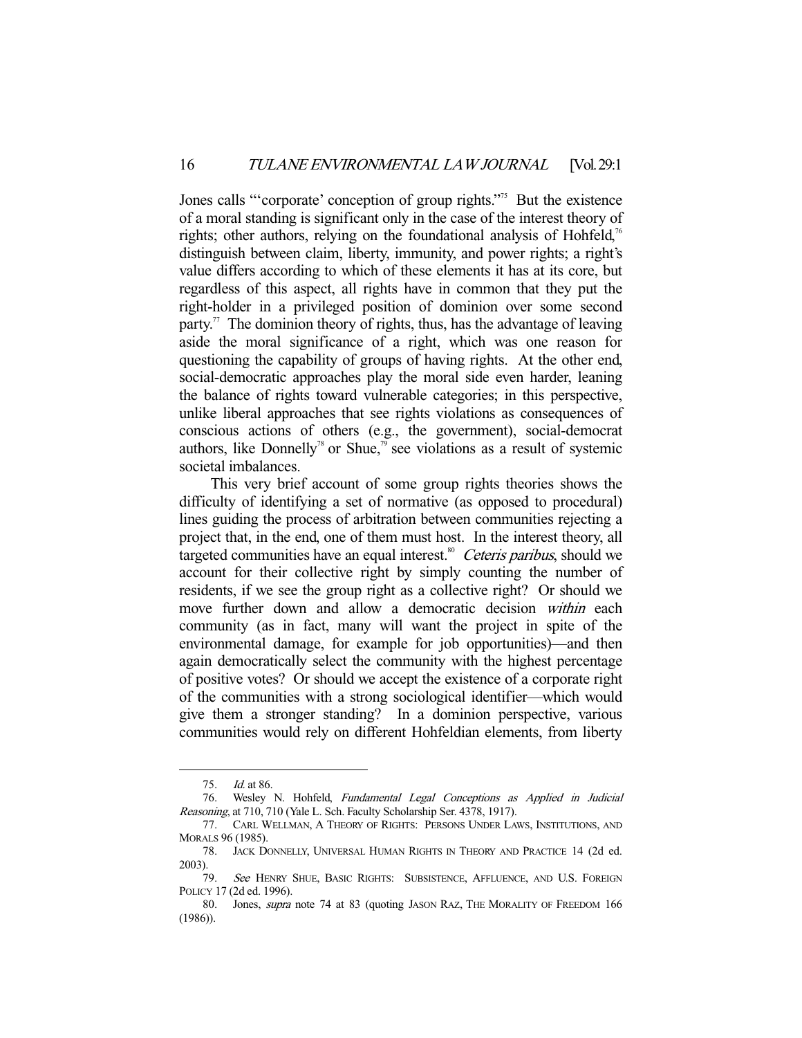Jones calls "'corporate' conception of group rights."[75] But the existence of a moral standing is significant only in the case of the interest theory of rights; other authors, relying on the foundational analysis of Hohfeld,[76] distinguish between claim, liberty, immunity, and power rights; a right's value differs according to which of these elements it has at its core, but regardless of this aspect, all rights have in common that they put the right-holder in a privileged position of dominion over some second party.[77] The dominion theory of rights, thus, has the advantage of leaving aside the moral significance of a right, which was one reason for questioning the capability of groups of having rights. At the other end, social-democratic approaches play the moral side even harder, leaning the balance of rights toward vulnerable categories; in this perspective, unlike liberal approaches that see rights violations as consequences of conscious actions of others (e.g., the government), social-democrat authors, like Donnelly[78] or Shue,[79] see violations as a result of systemic societal imbalances.

This very brief account of some group rights theories shows the difficulty of identifying a set of normative (as opposed to procedural) lines guiding the process of arbitration between communities rejecting a project that, in the end, one of them must host. In the interest theory, all targeted communities have an equal interest.[80] *Ceteris paribus*, should we account for their collective right by simply counting the number of residents, if we see the group right as a collective right? Or should we move further down and allow a democratic decision *within* each community (as in fact, many will want the project in spite of the environmental damage, for example for job opportunities)—and then again democratically select the community with the highest percentage of positive votes? Or should we accept the existence of a corporate right of the communities with a strong sociological identifier—which would give them a stronger standing? In a dominion perspective, various communities would rely on different Hohfeldian elements, from liberty

---

75. *Id.* at 86.

76. Wesley N. Hohfeld, *Fundamental Legal Conceptions as Applied in Judicial Reasoning*, at 710, 710 (Yale L. Sch. Faculty Scholarship Ser. 4378, 1917).

77. CARL WELLMAN, A THEORY OF RIGHTS: PERSONS UNDER LAWS, INSTITUTIONS, AND MORALS 96 (1985).

78. JACK DONNELLY, UNIVERSAL HUMAN RIGHTS IN THEORY AND PRACTICE 14 (2d ed. 2003).

79. *See* HENRY SHUE, BASIC RIGHTS: SUBSISTENCE, AFFLUENCE, AND U.S. FOREIGN POLICY 17 (2d ed. 1996).

80. Jones, *supra* note 74 at 83 (quoting JASON RAZ, THE MORALITY OF FREEDOM 166 (1986)).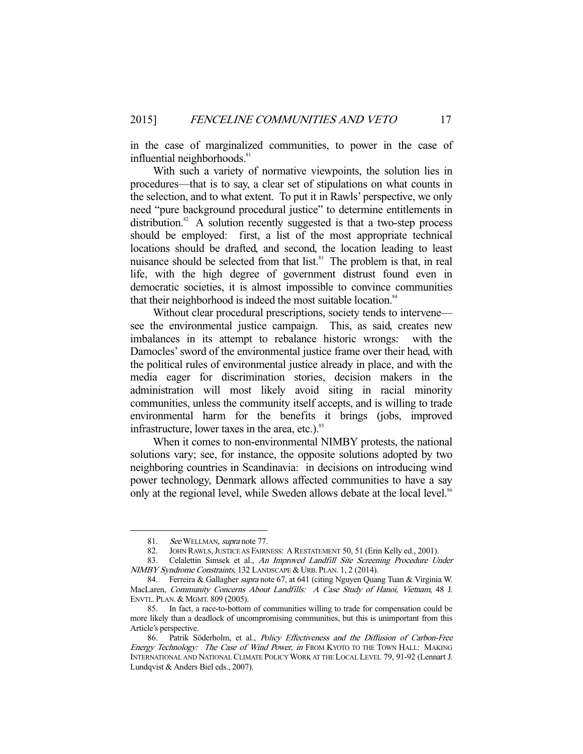in the case of marginalized communities, to power in the case of influential neighborhoods.[81]

With such a variety of normative viewpoints, the solution lies in procedures—that is to say, a clear set of stipulations on what counts in the selection, and to what extent. To put it in Rawls' perspective, we only need "pure background procedural justice" to determine entitlements in distribution.[82] A solution recently suggested is that a two-step process should be employed: first, a list of the most appropriate technical locations should be drafted, and second, the location leading to least nuisance should be selected from that list.[83] The problem is that, in real life, with the high degree of government distrust found even in democratic societies, it is almost impossible to convince communities that their neighborhood is indeed the most suitable location.[84]

Without clear procedural prescriptions, society tends to intervene—see the environmental justice campaign. This, as said, creates new imbalances in its attempt to rebalance historic wrongs: with the Damocles' sword of the environmental justice frame over their head, with the political rules of environmental justice already in place, and with the media eager for discrimination stories, decision makers in the administration will most likely avoid siting in racial minority communities, unless the community itself accepts, and is willing to trade environmental harm for the benefits it brings (jobs, improved infrastructure, lower taxes in the area, etc.).[85]

When it comes to non-environmental NIMBY protests, the national solutions vary; see, for instance, the opposite solutions adopted by two neighboring countries in Scandinavia: in decisions on introducing wind power technology, Denmark allows affected communities to have a say only at the regional level, while Sweden allows debate at the local level.[86]

---

81. *See* WELLMAN, *supra* note 77.

82. JOHN RAWLS, JUSTICE AS FAIRNESS: A RESTATEMENT 50, 51 (Erin Kelly ed., 2001).

83. Celalettin Simsek et al., *An Improved Landfill Site Screening Procedure Under NIMBY Syndrome Constraints*, 132 LANDSCAPE & URB. PLAN. 1, 2 (2014).

84. Ferreira & Gallagher *supra* note 67, at 641 (citing Nguyen Quang Tuan & Virginia W. MacLaren, *Community Concerns About Landfills: A Case Study of Hanoi, Vietnam*, 48 J. ENVTL. PLAN. & MGMT. 809 (2005).

85. In fact, a race-to-bottom of communities willing to trade for compensation could be more likely than a deadlock of uncompromising communities, but this is unimportant from this Article's perspective.

86. Patrik Söderholm, et al., *Policy Effectiveness and the Diffusion of Carbon-Free Energy Technology: The Case of Wind Power*, *in* FROM KYOTO TO THE TOWN HALL: MAKING INTERNATIONAL AND NATIONAL CLIMATE POLICY WORK AT THE LOCAL LEVEL 79, 91-92 (Lennart J. Lundqvist & Anders Biel eds., 2007).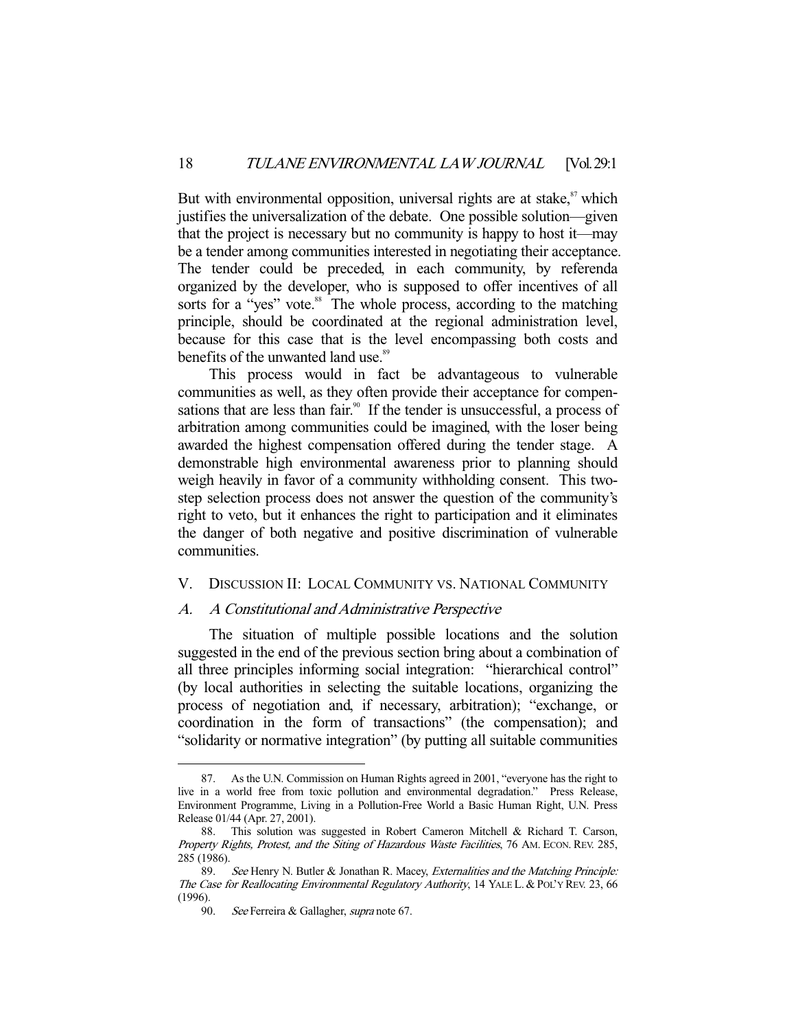But with environmental opposition, universal rights are at stake,[87] which justifies the universalization of the debate. One possible solution—given that the project is necessary but no community is happy to host it—may be a tender among communities interested in negotiating their acceptance. The tender could be preceded, in each community, by referenda organized by the developer, who is supposed to offer incentives of all sorts for a "yes" vote.[88] The whole process, according to the matching principle, should be coordinated at the regional administration level, because for this case that is the level encompassing both costs and benefits of the unwanted land use.[89]

This process would in fact be advantageous to vulnerable communities as well, as they often provide their acceptance for compensations that are less than fair.[90] If the tender is unsuccessful, a process of arbitration among communities could be imagined, with the loser being awarded the highest compensation offered during the tender stage. A demonstrable high environmental awareness prior to planning should weigh heavily in favor of a community withholding consent. This two-step selection process does not answer the question of the community's right to veto, but it enhances the right to participation and it eliminates the danger of both negative and positive discrimination of vulnerable communities.

## V. Discussion II: Local Community vs. National Community

### A. *A Constitutional and Administrative Perspective*

The situation of multiple possible locations and the solution suggested in the end of the previous section bring about a combination of all three principles informing social integration: "hierarchical control" (by local authorities in selecting the suitable locations, organizing the process of negotiation and, if necessary, arbitration); "exchange, or coordination in the form of transactions" (the compensation); and "solidarity or normative integration" (by putting all suitable communities

---

87. As the U.N. Commission on Human Rights agreed in 2001, "everyone has the right to live in a world free from toxic pollution and environmental degradation." Press Release, Environment Programme, Living in a Pollution-Free World a Basic Human Right, U.N. Press Release 01/44 (Apr. 27, 2001).

88. This solution was suggested in Robert Cameron Mitchell & Richard T. Carson, *Property Rights, Protest, and the Siting of Hazardous Waste Facilities*, 76 AM. ECON. REV. 285, 285 (1986).

89. *See* Henry N. Butler & Jonathan R. Macey, *Externalities and the Matching Principle: The Case for Reallocating Environmental Regulatory Authority*, 14 YALE L. & POL'Y REV. 23, 66 (1996).

90. *See* Ferreira & Gallagher, *supra* note 67.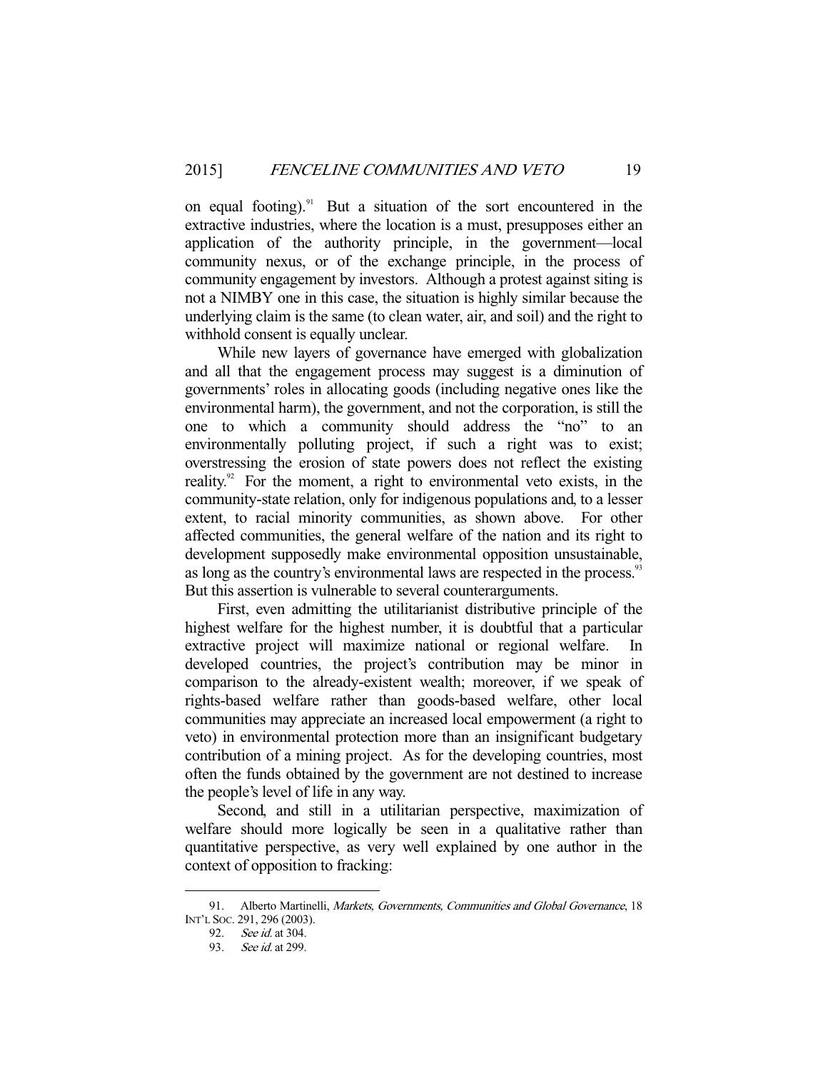on equal footing).[91] But a situation of the sort encountered in the extractive industries, where the location is a must, presupposes either an application of the authority principle, in the government—local community nexus, or of the exchange principle, in the process of community engagement by investors. Although a protest against siting is not a NIMBY one in this case, the situation is highly similar because the underlying claim is the same (to clean water, air, and soil) and the right to withhold consent is equally unclear.

While new layers of governance have emerged with globalization and all that the engagement process may suggest is a diminution of governments' roles in allocating goods (including negative ones like the environmental harm), the government, and not the corporation, is still the one to which a community should address the "no" to an environmentally polluting project, if such a right was to exist; overstressing the erosion of state powers does not reflect the existing reality.[92] For the moment, a right to environmental veto exists, in the community-state relation, only for indigenous populations and, to a lesser extent, to racial minority communities, as shown above. For other affected communities, the general welfare of the nation and its right to development supposedly make environmental opposition unsustainable, as long as the country's environmental laws are respected in the process.[93] But this assertion is vulnerable to several counterarguments.

First, even admitting the utilitarianist distributive principle of the highest welfare for the highest number, it is doubtful that a particular extractive project will maximize national or regional welfare. In developed countries, the project's contribution may be minor in comparison to the already-existent wealth; moreover, if we speak of rights-based welfare rather than goods-based welfare, other local communities may appreciate an increased local empowerment (a right to veto) in environmental protection more than an insignificant budgetary contribution of a mining project. As for the developing countries, most often the funds obtained by the government are not destined to increase the people's level of life in any way.

Second, and still in a utilitarian perspective, maximization of welfare should more logically be seen in a qualitative rather than quantitative perspective, as very well explained by one author in the context of opposition to fracking:

---

91. Alberto Martinelli, *Markets, Governments, Communities and Global Governance*, 18 INT'L SOC. 291, 296 (2003).

92. *See id.* at 304.

93. *See id.* at 299.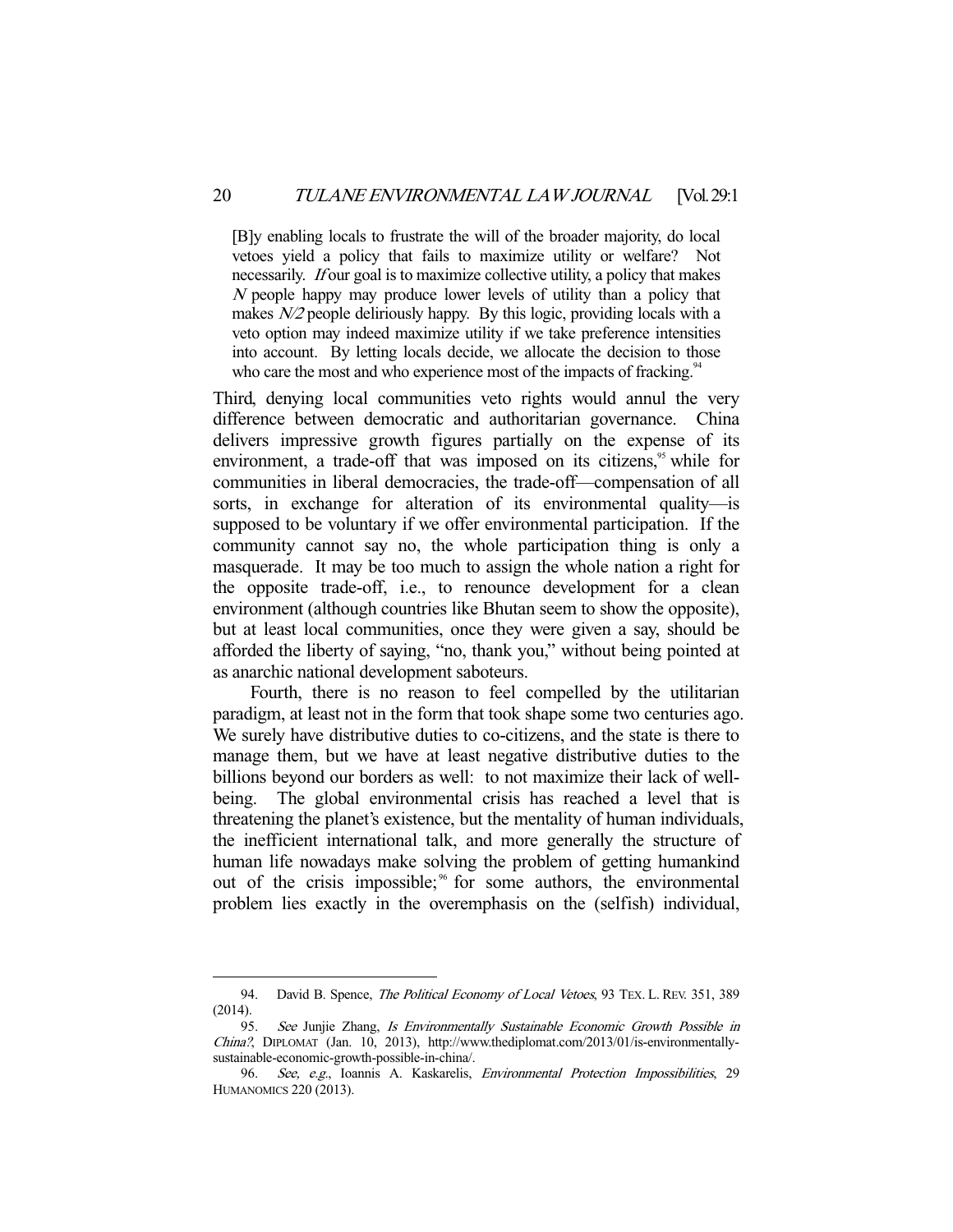> [B]y enabling locals to frustrate the will of the broader majority, do local vetoes yield a policy that fails to maximize utility or welfare? Not necessarily. *If* our goal is to maximize collective utility, a policy that makes *N* people happy may produce lower levels of utility than a policy that makes *N/2* people deliriously happy. By this logic, providing locals with a veto option may indeed maximize utility if we take preference intensities into account. By letting locals decide, we allocate the decision to those who care the most and who experience most of the impacts of fracking.[94]

Third, denying local communities veto rights would annul the very difference between democratic and authoritarian governance. China delivers impressive growth figures partially on the expense of its environment, a trade-off that was imposed on its citizens,[95] while for communities in liberal democracies, the trade-off—compensation of all sorts, in exchange for alteration of its environmental quality—is supposed to be voluntary if we offer environmental participation. If the community cannot say no, the whole participation thing is only a masquerade. It may be too much to assign the whole nation a right for the opposite trade-off, i.e., to renounce development for a clean environment (although countries like Bhutan seem to show the opposite), but at least local communities, once they were given a say, should be afforded the liberty of saying, "no, thank you," without being pointed at as anarchic national development saboteurs.

Fourth, there is no reason to feel compelled by the utilitarian paradigm, at least not in the form that took shape some two centuries ago. We surely have distributive duties to co-citizens, and the state is there to manage them, but we have at least negative distributive duties to the billions beyond our borders as well: to not maximize their lack of well-being. The global environmental crisis has reached a level that is threatening the planet's existence, but the mentality of human individuals, the inefficient international talk, and more generally the structure of human life nowadays make solving the problem of getting humankind out of the crisis impossible;[96] for some authors, the environmental problem lies exactly in the overemphasis on the (selfish) individual,

---

94. David B. Spence, *The Political Economy of Local Vetoes*, 93 TEX. L. REV. 351, 389 (2014).

95. *See* Junjie Zhang, *Is Environmentally Sustainable Economic Growth Possible in China?*, DIPLOMAT (Jan. 10, 2013), http://www.thediplomat.com/2013/01/is-environmentally-sustainable-economic-growth-possible-in-china/.

96. *See, e.g.*, Ioannis A. Kaskarelis, *Environmental Protection Impossibilities*, 29 HUMANOMICS 220 (2013).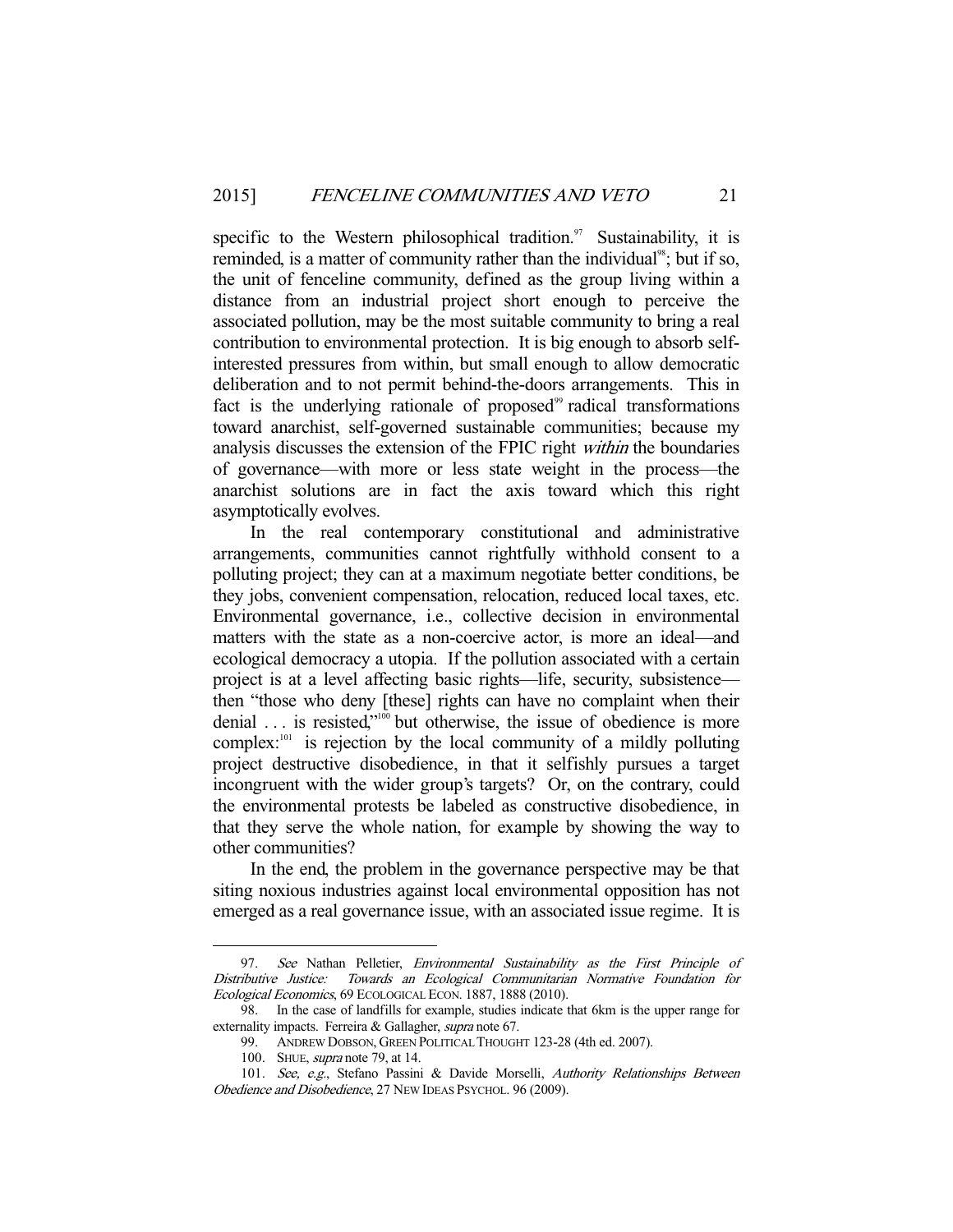specific to the Western philosophical tradition.[97] Sustainability, it is reminded, is a matter of community rather than the individual[98]; but if so, the unit of fenceline community, defined as the group living within a distance from an industrial project short enough to perceive the associated pollution, may be the most suitable community to bring a real contribution to environmental protection. It is big enough to absorb self-interested pressures from within, but small enough to allow democratic deliberation and to not permit behind-the-doors arrangements. This in fact is the underlying rationale of proposed[99] radical transformations toward anarchist, self-governed sustainable communities; because my analysis discusses the extension of the FPIC right *within* the boundaries of governance—with more or less state weight in the process—the anarchist solutions are in fact the axis toward which this right asymptotically evolves.

In the real contemporary constitutional and administrative arrangements, communities cannot rightfully withhold consent to a polluting project; they can at a maximum negotiate better conditions, be they jobs, convenient compensation, relocation, reduced local taxes, etc. Environmental governance, i.e., collective decision in environmental matters with the state as a non-coercive actor, is more an ideal—and ecological democracy a utopia. If the pollution associated with a certain project is at a level affecting basic rights—life, security, subsistence—then "those who deny [these] rights can have no complaint when their denial . . . is resisted,"[100] but otherwise, the issue of obedience is more complex:[101] is rejection by the local community of a mildly polluting project destructive disobedience, in that it selfishly pursues a target incongruent with the wider group's targets? Or, on the contrary, could the environmental protests be labeled as constructive disobedience, in that they serve the whole nation, for example by showing the way to other communities?

In the end, the problem in the governance perspective may be that siting noxious industries against local environmental opposition has not emerged as a real governance issue, with an associated issue regime. It is

---

97. *See* Nathan Pelletier, *Environmental Sustainability as the First Principle of Distributive Justice: Towards an Ecological Communitarian Normative Foundation for Ecological Economics*, 69 ECOLOGICAL ECON. 1887, 1888 (2010).

98. In the case of landfills for example, studies indicate that 6km is the upper range for externality impacts. Ferreira & Gallagher, *supra* note 67.

99. ANDREW DOBSON, GREEN POLITICAL THOUGHT 123-28 (4th ed. 2007).

100. SHUE, *supra* note 79, at 14.

101. *See, e.g.*, Stefano Passini & Davide Morselli, *Authority Relationships Between Obedience and Disobedience*, 27 NEW IDEAS PSYCHOL. 96 (2009).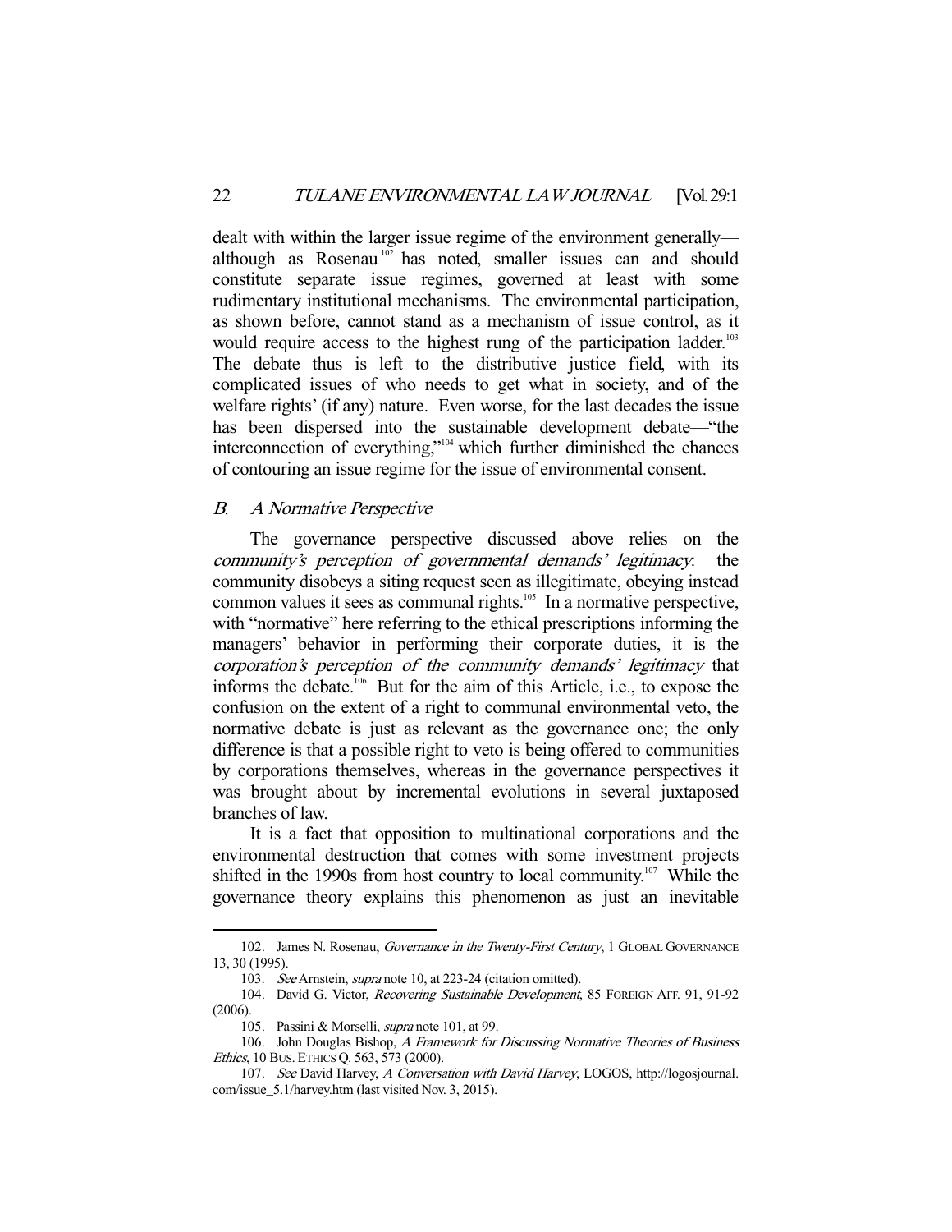dealt with within the larger issue regime of the environment generally—although as Rosenau[102] has noted, smaller issues can and should constitute separate issue regimes, governed at least with some rudimentary institutional mechanisms. The environmental participation, as shown before, cannot stand as a mechanism of issue control, as it would require access to the highest rung of the participation ladder.[103] The debate thus is left to the distributive justice field, with its complicated issues of who needs to get what in society, and of the welfare rights' (if any) nature. Even worse, for the last decades the issue has been dispersed into the sustainable development debate—"the interconnection of everything,"[104] which further diminished the chances of contouring an issue regime for the issue of environmental consent.

## *B. A Normative Perspective*

The governance perspective discussed above relies on the *community's perception of governmental demands' legitimacy*: the community disobeys a siting request seen as illegitimate, obeying instead common values it sees as communal rights.[105] In a normative perspective, with "normative" here referring to the ethical prescriptions informing the managers' behavior in performing their corporate duties, it is the *corporation's perception of the community demands' legitimacy* that informs the debate.[106] But for the aim of this Article, i.e., to expose the confusion on the extent of a right to communal environmental veto, the normative debate is just as relevant as the governance one; the only difference is that a possible right to veto is being offered to communities by corporations themselves, whereas in the governance perspectives it was brought about by incremental evolutions in several juxtaposed branches of law.

It is a fact that opposition to multinational corporations and the environmental destruction that comes with some investment projects shifted in the 1990s from host country to local community.[107] While the governance theory explains this phenomenon as just an inevitable

---

102. James N. Rosenau, *Governance in the Twenty-First Century*, 1 GLOBAL GOVERNANCE 13, 30 (1995).

103. *See* Arnstein, *supra* note 10, at 223-24 (citation omitted).

104. David G. Victor, *Recovering Sustainable Development*, 85 FOREIGN AFF. 91, 91-92 (2006).

105. Passini & Morselli, *supra* note 101, at 99.

106. John Douglas Bishop, *A Framework for Discussing Normative Theories of Business Ethics*, 10 BUS. ETHICS Q. 563, 573 (2000).

107. *See* David Harvey, *A Conversation with David Harvey*, LOGOS, http://logosjournal.com/issue_5.1/harvey.htm (last visited Nov. 3, 2015).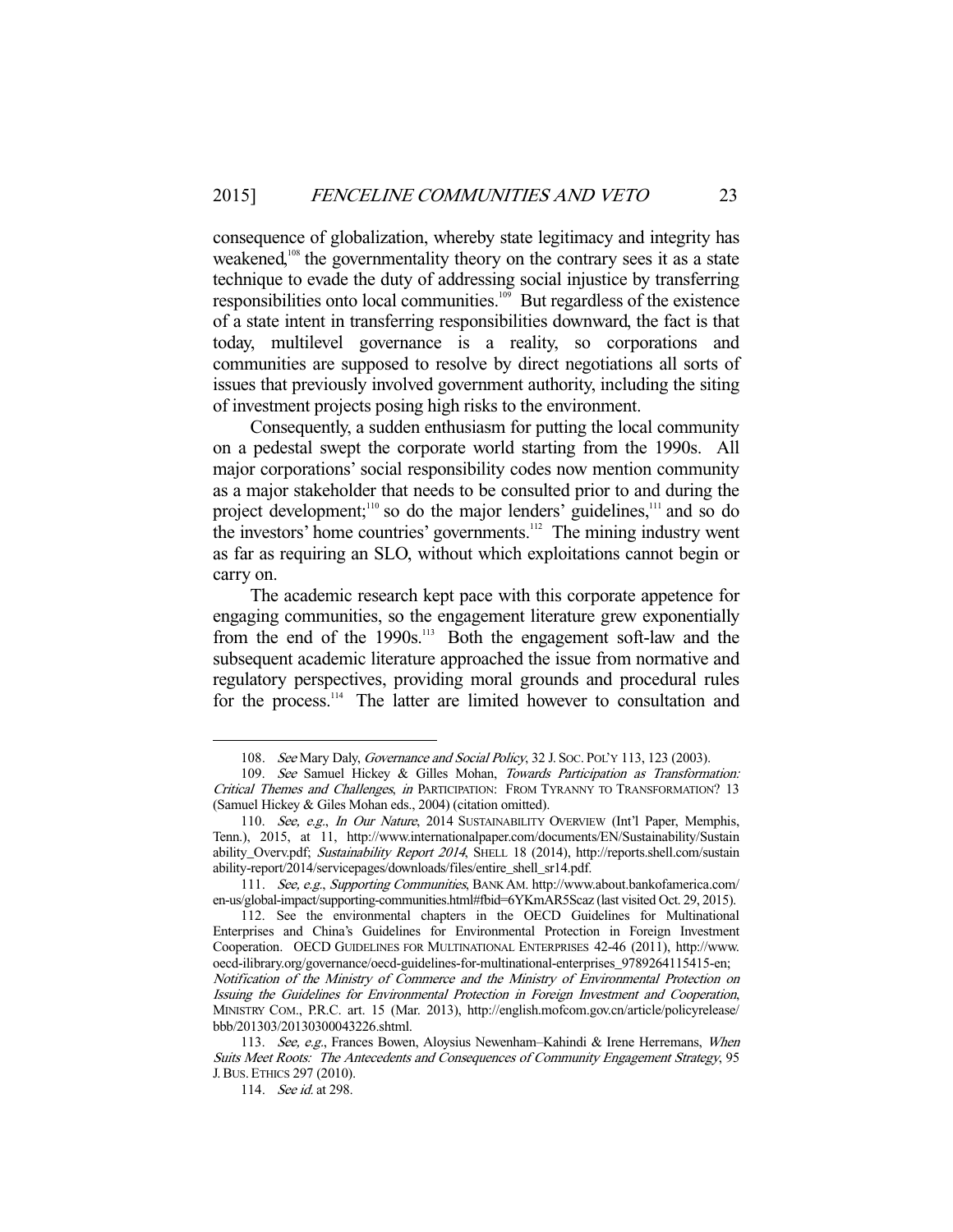consequence of globalization, whereby state legitimacy and integrity has weakened,[108] the governmentality theory on the contrary sees it as a state technique to evade the duty of addressing social injustice by transferring responsibilities onto local communities.[109] But regardless of the existence of a state intent in transferring responsibilities downward, the fact is that today, multilevel governance is a reality, so corporations and communities are supposed to resolve by direct negotiations all sorts of issues that previously involved government authority, including the siting of investment projects posing high risks to the environment.

Consequently, a sudden enthusiasm for putting the local community on a pedestal swept the corporate world starting from the 1990s. All major corporations' social responsibility codes now mention community as a major stakeholder that needs to be consulted prior to and during the project development;[110] so do the major lenders' guidelines,[111] and so do the investors' home countries' governments.[112] The mining industry went as far as requiring an SLO, without which exploitations cannot begin or carry on.

The academic research kept pace with this corporate appetence for engaging communities, so the engagement literature grew exponentially from the end of the 1990s.[113] Both the engagement soft-law and the subsequent academic literature approached the issue from normative and regulatory perspectives, providing moral grounds and procedural rules for the process.[114] The latter are limited however to consultation and

---

108. *See* Mary Daly, *Governance and Social Policy*, 32 J. SOC. POL'Y 113, 123 (2003).

109. *See* Samuel Hickey & Gilles Mohan, *Towards Participation as Transformation: Critical Themes and Challenges*, *in* PARTICIPATION: FROM TYRANNY TO TRANSFORMATION? 13 (Samuel Hickey & Giles Mohan eds., 2004) (citation omitted).

110. *See, e.g.*, *In Our Nature*, 2014 SUSTAINABILITY OVERVIEW (Int'l Paper, Memphis, Tenn.), 2015, at 11, http://www.internationalpaper.com/documents/EN/Sustainability/Sustainability_Overv.pdf; *Sustainability Report 2014*, SHELL 18 (2014), http://reports.shell.com/sustainability-report/2014/servicepages/downloads/files/entire_shell_sr14.pdf.

111. *See, e.g.*, *Supporting Communities*, BANK AM. http://www.about.bankofamerica.com/en-us/global-impact/supporting-communities.html#fbid=6YKmAR5Scaz (last visited Oct. 29, 2015).

112. See the environmental chapters in the OECD Guidelines for Multinational Enterprises and China's Guidelines for Environmental Protection in Foreign Investment Cooperation. OECD GUIDELINES FOR MULTINATIONAL ENTERPRISES 42-46 (2011), http://www.oecd-ilibrary.org/governance/oecd-guidelines-for-multinational-enterprises_9789264115415-en; *Notification of the Ministry of Commerce and the Ministry of Environmental Protection on Issuing the Guidelines for Environmental Protection in Foreign Investment and Cooperation*, MINISTRY COM., P.R.C. art. 15 (Mar. 2013), http://english.mofcom.gov.cn/article/policyrelease/bbb/201303/20130300043226.shtml.

113. *See, e.g.*, Frances Bowen, Aloysius Newenham–Kahindi & Irene Herremans, *When Suits Meet Roots: The Antecedents and Consequences of Community Engagement Strategy*, 95 J. BUS. ETHICS 297 (2010).

114. *See id.* at 298.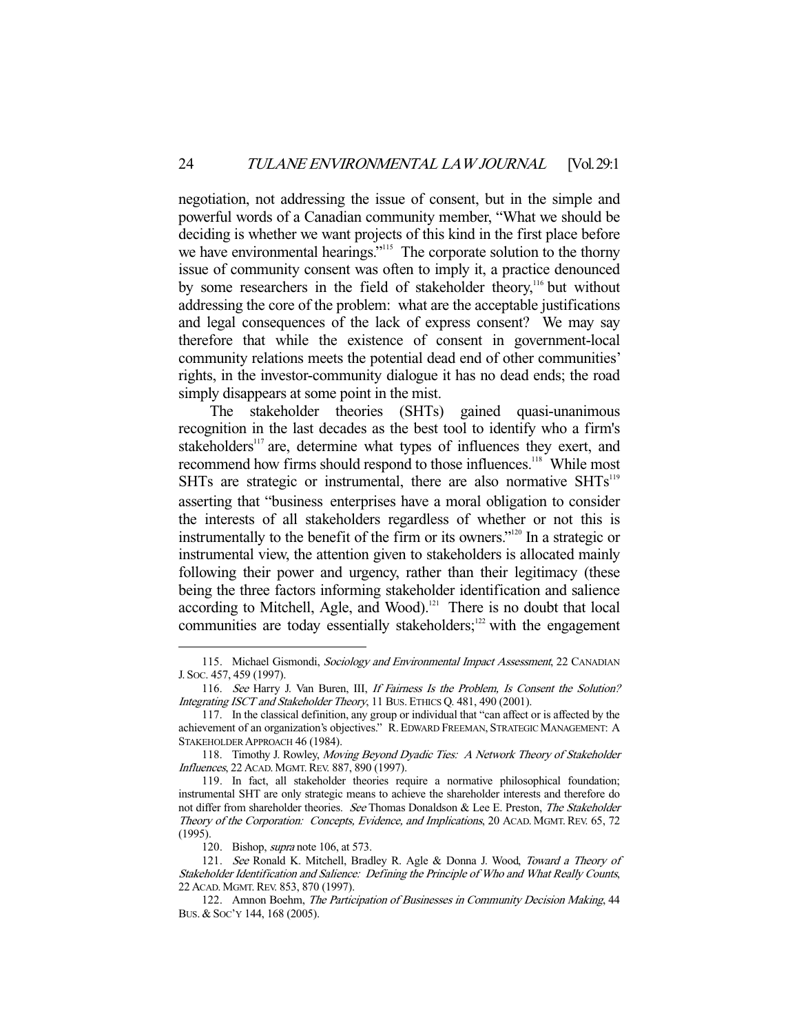negotiation, not addressing the issue of consent, but in the simple and powerful words of a Canadian community member, "What we should be deciding is whether we want projects of this kind in the first place before we have environmental hearings."[115] The corporate solution to the thorny issue of community consent was often to imply it, a practice denounced by some researchers in the field of stakeholder theory,[116] but without addressing the core of the problem: what are the acceptable justifications and legal consequences of the lack of express consent? We may say therefore that while the existence of consent in government-local community relations meets the potential dead end of other communities' rights, in the investor-community dialogue it has no dead ends; the road simply disappears at some point in the mist.

The stakeholder theories (SHTs) gained quasi-unanimous recognition in the last decades as the best tool to identify who a firm's stakeholders[117] are, determine what types of influences they exert, and recommend how firms should respond to those influences.[118] While most SHTs are strategic or instrumental, there are also normative SHTs[119] asserting that "business enterprises have a moral obligation to consider the interests of all stakeholders regardless of whether or not this is instrumentally to the benefit of the firm or its owners."[120] In a strategic or instrumental view, the attention given to stakeholders is allocated mainly following their power and urgency, rather than their legitimacy (these being the three factors informing stakeholder identification and salience according to Mitchell, Agle, and Wood).[121] There is no doubt that local communities are today essentially stakeholders;[122] with the engagement

---

115. Michael Gismondi, *Sociology and Environmental Impact Assessment*, 22 CANADIAN J. SOC. 457, 459 (1997).

116. *See* Harry J. Van Buren, III, *If Fairness Is the Problem, Is Consent the Solution? Integrating ISCT and Stakeholder Theory*, 11 BUS. ETHICS Q. 481, 490 (2001).

117. In the classical definition, any group or individual that "can affect or is affected by the achievement of an organization's objectives." R. EDWARD FREEMAN, STRATEGIC MANAGEMENT: A STAKEHOLDER APPROACH 46 (1984).

118. Timothy J. Rowley, *Moving Beyond Dyadic Ties: A Network Theory of Stakeholder Influences*, 22 ACAD. MGMT. REV. 887, 890 (1997).

119. In fact, all stakeholder theories require a normative philosophical foundation; instrumental SHT are only strategic means to achieve the shareholder interests and therefore do not differ from shareholder theories. *See* Thomas Donaldson & Lee E. Preston, *The Stakeholder Theory of the Corporation: Concepts, Evidence, and Implications*, 20 ACAD. MGMT. REV. 65, 72 (1995).

120. Bishop, *supra* note 106, at 573.

121. *See* Ronald K. Mitchell, Bradley R. Agle & Donna J. Wood, *Toward a Theory of Stakeholder Identification and Salience: Defining the Principle of Who and What Really Counts*, 22 ACAD. MGMT. REV. 853, 870 (1997).

122. Amnon Boehm, *The Participation of Businesses in Community Decision Making*, 44 BUS. & SOC'Y 144, 168 (2005).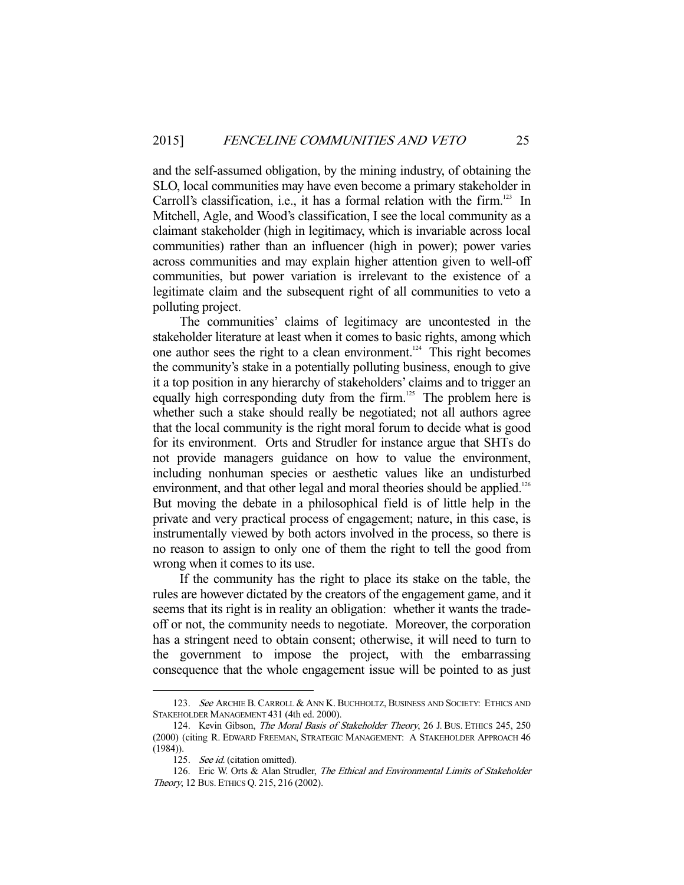and the self-assumed obligation, by the mining industry, of obtaining the SLO, local communities may have even become a primary stakeholder in Carroll's classification, i.e., it has a formal relation with the firm.[123] In Mitchell, Agle, and Wood's classification, I see the local community as a claimant stakeholder (high in legitimacy, which is invariable across local communities) rather than an influencer (high in power); power varies across communities and may explain higher attention given to well-off communities, but power variation is irrelevant to the existence of a legitimate claim and the subsequent right of all communities to veto a polluting project.

The communities' claims of legitimacy are uncontested in the stakeholder literature at least when it comes to basic rights, among which one author sees the right to a clean environment.[124] This right becomes the community's stake in a potentially polluting business, enough to give it a top position in any hierarchy of stakeholders' claims and to trigger an equally high corresponding duty from the firm.[125] The problem here is whether such a stake should really be negotiated; not all authors agree that the local community is the right moral forum to decide what is good for its environment. Orts and Strudler for instance argue that SHTs do not provide managers guidance on how to value the environment, including nonhuman species or aesthetic values like an undisturbed environment, and that other legal and moral theories should be applied.[126] But moving the debate in a philosophical field is of little help in the private and very practical process of engagement; nature, in this case, is instrumentally viewed by both actors involved in the process, so there is no reason to assign to only one of them the right to tell the good from wrong when it comes to its use.

If the community has the right to place its stake on the table, the rules are however dictated by the creators of the engagement game, and it seems that its right is in reality an obligation: whether it wants the trade-off or not, the community needs to negotiate. Moreover, the corporation has a stringent need to obtain consent; otherwise, it will need to turn to the government to impose the project, with the embarrassing consequence that the whole engagement issue will be pointed to as just

---

123. *See* ARCHIE B. CARROLL & ANN K. BUCHHOLTZ, BUSINESS AND SOCIETY: ETHICS AND STAKEHOLDER MANAGEMENT 431 (4th ed. 2000).

124. Kevin Gibson, *The Moral Basis of Stakeholder Theory*, 26 J. BUS. ETHICS 245, 250 (2000) (citing R. EDWARD FREEMAN, STRATEGIC MANAGEMENT: A STAKEHOLDER APPROACH 46 (1984)).

125. *See id.* (citation omitted).

126. Eric W. Orts & Alan Strudler, *The Ethical and Environmental Limits of Stakeholder Theory*, 12 BUS. ETHICS Q. 215, 216 (2002).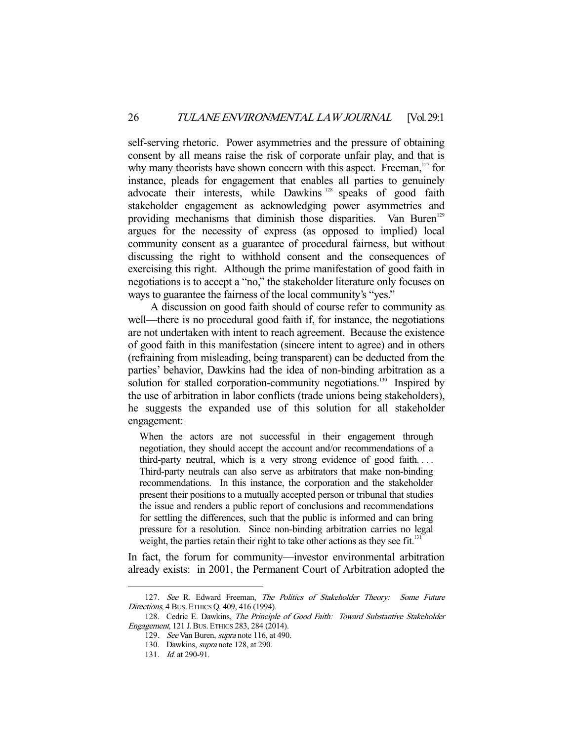self-serving rhetoric. Power asymmetries and the pressure of obtaining consent by all means raise the risk of corporate unfair play, and that is why many theorists have shown concern with this aspect. Freeman,[127] for instance, pleads for engagement that enables all parties to genuinely advocate their interests, while Dawkins[128] speaks of good faith stakeholder engagement as acknowledging power asymmetries and providing mechanisms that diminish those disparities. Van Buren[129] argues for the necessity of express (as opposed to implied) local community consent as a guarantee of procedural fairness, but without discussing the right to withhold consent and the consequences of exercising this right. Although the prime manifestation of good faith in negotiations is to accept a "no," the stakeholder literature only focuses on ways to guarantee the fairness of the local community's "yes."

A discussion on good faith should of course refer to community as well—there is no procedural good faith if, for instance, the negotiations are not undertaken with intent to reach agreement. Because the existence of good faith in this manifestation (sincere intent to agree) and in others (refraining from misleading, being transparent) can be deducted from the parties' behavior, Dawkins had the idea of non-binding arbitration as a solution for stalled corporation-community negotiations.[130] Inspired by the use of arbitration in labor conflicts (trade unions being stakeholders), he suggests the expanded use of this solution for all stakeholder engagement:

> When the actors are not successful in their engagement through negotiation, they should accept the account and/or recommendations of a third-party neutral, which is a very strong evidence of good faith. . . . Third-party neutrals can also serve as arbitrators that make non-binding recommendations. In this instance, the corporation and the stakeholder present their positions to a mutually accepted person or tribunal that studies the issue and renders a public report of conclusions and recommendations for settling the differences, such that the public is informed and can bring pressure for a resolution. Since non-binding arbitration carries no legal weight, the parties retain their right to take other actions as they see fit.[131]

In fact, the forum for community—investor environmental arbitration already exists: in 2001, the Permanent Court of Arbitration adopted the

---

127. *See* R. Edward Freeman, *The Politics of Stakeholder Theory: Some Future Directions*, 4 BUS. ETHICS Q. 409, 416 (1994).

128. Cedric E. Dawkins, *The Principle of Good Faith: Toward Substantive Stakeholder Engagement*, 121 J. BUS. ETHICS 283, 284 (2014).

129. *See* Van Buren, *supra* note 116, at 490.

130. Dawkins, *supra* note 128, at 290.

131. *Id.* at 290-91.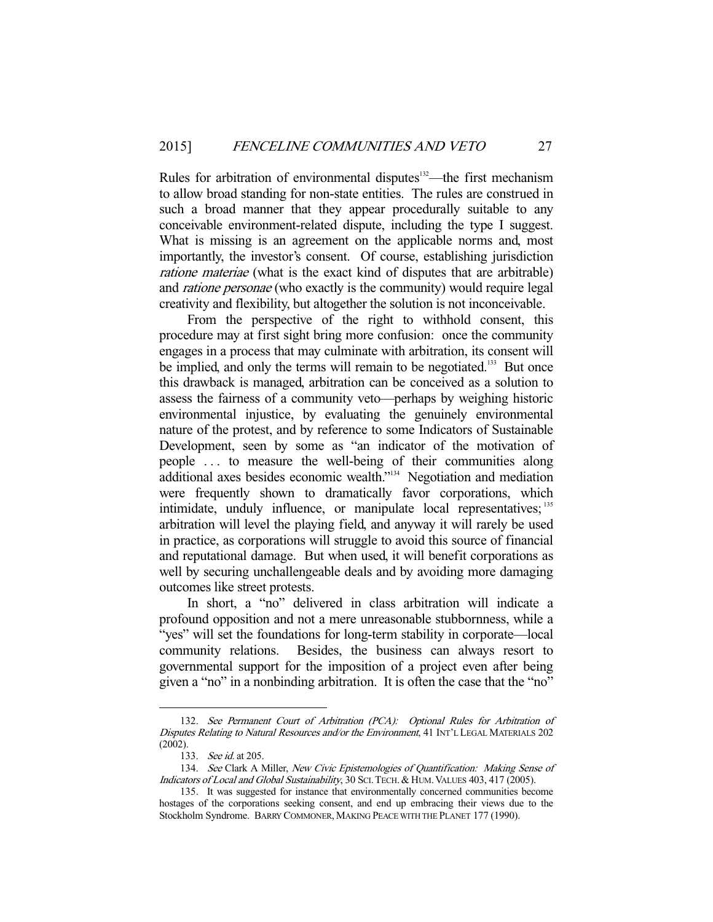Rules for arbitration of environmental disputes[132]—the first mechanism to allow broad standing for non-state entities. The rules are construed in such a broad manner that they appear procedurally suitable to any conceivable environment-related dispute, including the type I suggest. What is missing is an agreement on the applicable norms and, most importantly, the investor's consent. Of course, establishing jurisdiction *ratione materiae* (what is the exact kind of disputes that are arbitrable) and *ratione personae* (who exactly is the community) would require legal creativity and flexibility, but altogether the solution is not inconceivable.

From the perspective of the right to withhold consent, this procedure may at first sight bring more confusion: once the community engages in a process that may culminate with arbitration, its consent will be implied, and only the terms will remain to be negotiated.[133] But once this drawback is managed, arbitration can be conceived as a solution to assess the fairness of a community veto—perhaps by weighing historic environmental injustice, by evaluating the genuinely environmental nature of the protest, and by reference to some Indicators of Sustainable Development, seen by some as "an indicator of the motivation of people . . . to measure the well-being of their communities along additional axes besides economic wealth."[134] Negotiation and mediation were frequently shown to dramatically favor corporations, which intimidate, unduly influence, or manipulate local representatives;[135] arbitration will level the playing field, and anyway it will rarely be used in practice, as corporations will struggle to avoid this source of financial and reputational damage. But when used, it will benefit corporations as well by securing unchallengeable deals and by avoiding more damaging outcomes like street protests.

In short, a "no" delivered in class arbitration will indicate a profound opposition and not a mere unreasonable stubbornness, while a "yes" will set the foundations for long-term stability in corporate—local community relations. Besides, the business can always resort to governmental support for the imposition of a project even after being given a "no" in a nonbinding arbitration. It is often the case that the "no"

---

132. *See Permanent Court of Arbitration (PCA): Optional Rules for Arbitration of Disputes Relating to Natural Resources and/or the Environment*, 41 INT'L LEGAL MATERIALS 202 (2002).

133. *See id.* at 205.

134. *See* Clark A Miller, *New Civic Epistemologies of Quantification: Making Sense of Indicators of Local and Global Sustainability*, 30 SCI. TECH. & HUM. VALUES 403, 417 (2005).

135. It was suggested for instance that environmentally concerned communities become hostages of the corporations seeking consent, and end up embracing their views due to the Stockholm Syndrome. BARRY COMMONER, MAKING PEACE WITH THE PLANET 177 (1990).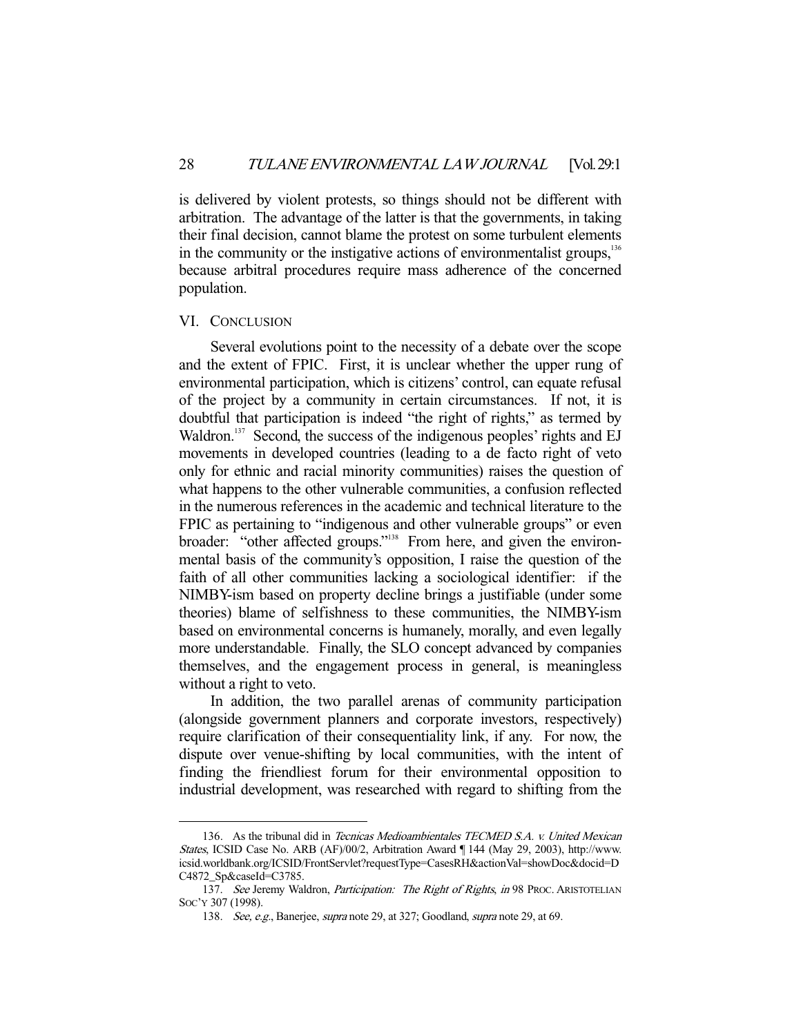is delivered by violent protests, so things should not be different with arbitration. The advantage of the latter is that the governments, in taking their final decision, cannot blame the protest on some turbulent elements in the community or the instigative actions of environmentalist groups,[136] because arbitral procedures require mass adherence of the concerned population.

## VI. Conclusion

Several evolutions point to the necessity of a debate over the scope and the extent of FPIC. First, it is unclear whether the upper rung of environmental participation, which is citizens' control, can equate refusal of the project by a community in certain circumstances. If not, it is doubtful that participation is indeed "the right of rights," as termed by Waldron.[137] Second, the success of the indigenous peoples' rights and EJ movements in developed countries (leading to a de facto right of veto only for ethnic and racial minority communities) raises the question of what happens to the other vulnerable communities, a confusion reflected in the numerous references in the academic and technical literature to the FPIC as pertaining to "indigenous and other vulnerable groups" or even broader: "other affected groups."[138] From here, and given the environmental basis of the community's opposition, I raise the question of the faith of all other communities lacking a sociological identifier: if the NIMBY-ism based on property decline brings a justifiable (under some theories) blame of selfishness to these communities, the NIMBY-ism based on environmental concerns is humanely, morally, and even legally more understandable. Finally, the SLO concept advanced by companies themselves, and the engagement process in general, is meaningless without a right to veto.

In addition, the two parallel arenas of community participation (alongside government planners and corporate investors, respectively) require clarification of their consequentiality link, if any. For now, the dispute over venue-shifting by local communities, with the intent of finding the friendliest forum for their environmental opposition to industrial development, was researched with regard to shifting from the

---

136. As the tribunal did in *Tecnicas Medioambientales TECMED S.A. v. United Mexican States*, ICSID Case No. ARB (AF)/00/2, Arbitration Award ¶ 144 (May 29, 2003), http://www.icsid.worldbank.org/ICSID/FrontServlet?requestType=CasesRH&actionVal=showDoc&docid=DC4872_Sp&caseId=C3785.

137. *See* Jeremy Waldron, *Participation: The Right of Rights*, *in* 98 PROC. ARISTOTELIAN SOC'Y 307 (1998).

138. *See, e.g.*, Banerjee, *supra* note 29, at 327; Goodland, *supra* note 29, at 69.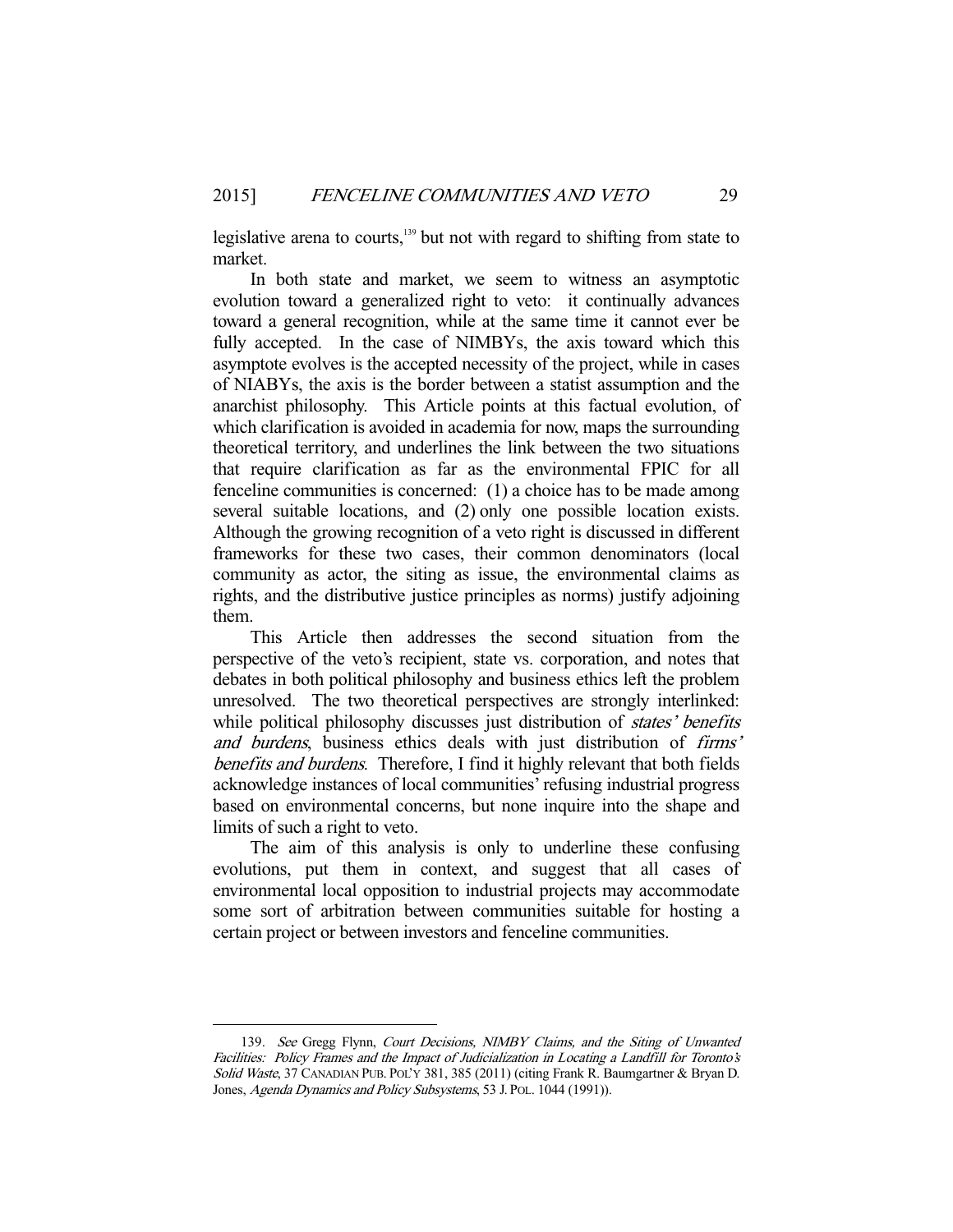legislative arena to courts,[139] but not with regard to shifting from state to market.

In both state and market, we seem to witness an asymptotic evolution toward a generalized right to veto: it continually advances toward a general recognition, while at the same time it cannot ever be fully accepted. In the case of NIMBYs, the axis toward which this asymptote evolves is the accepted necessity of the project, while in cases of NIABYs, the axis is the border between a statist assumption and the anarchist philosophy. This Article points at this factual evolution, of which clarification is avoided in academia for now, maps the surrounding theoretical territory, and underlines the link between the two situations that require clarification as far as the environmental FPIC for all fenceline communities is concerned: (1) a choice has to be made among several suitable locations, and (2) only one possible location exists. Although the growing recognition of a veto right is discussed in different frameworks for these two cases, their common denominators (local community as actor, the siting as issue, the environmental claims as rights, and the distributive justice principles as norms) justify adjoining them.

This Article then addresses the second situation from the perspective of the veto's recipient, state vs. corporation, and notes that debates in both political philosophy and business ethics left the problem unresolved. The two theoretical perspectives are strongly interlinked: while political philosophy discusses just distribution of *states' benefits and burdens*, business ethics deals with just distribution of *firms' benefits and burdens*. Therefore, I find it highly relevant that both fields acknowledge instances of local communities' refusing industrial progress based on environmental concerns, but none inquire into the shape and limits of such a right to veto.

The aim of this analysis is only to underline these confusing evolutions, put them in context, and suggest that all cases of environmental local opposition to industrial projects may accommodate some sort of arbitration between communities suitable for hosting a certain project or between investors and fenceline communities.

---

139. *See* Gregg Flynn, *Court Decisions, NIMBY Claims, and the Siting of Unwanted Facilities: Policy Frames and the Impact of Judicialization in Locating a Landfill for Toronto's Solid Waste*, 37 CANADIAN PUB. POL'Y 381, 385 (2011) (citing Frank R. Baumgartner & Bryan D. Jones, *Agenda Dynamics and Policy Subsystems*, 53 J. POL. 1044 (1991)).